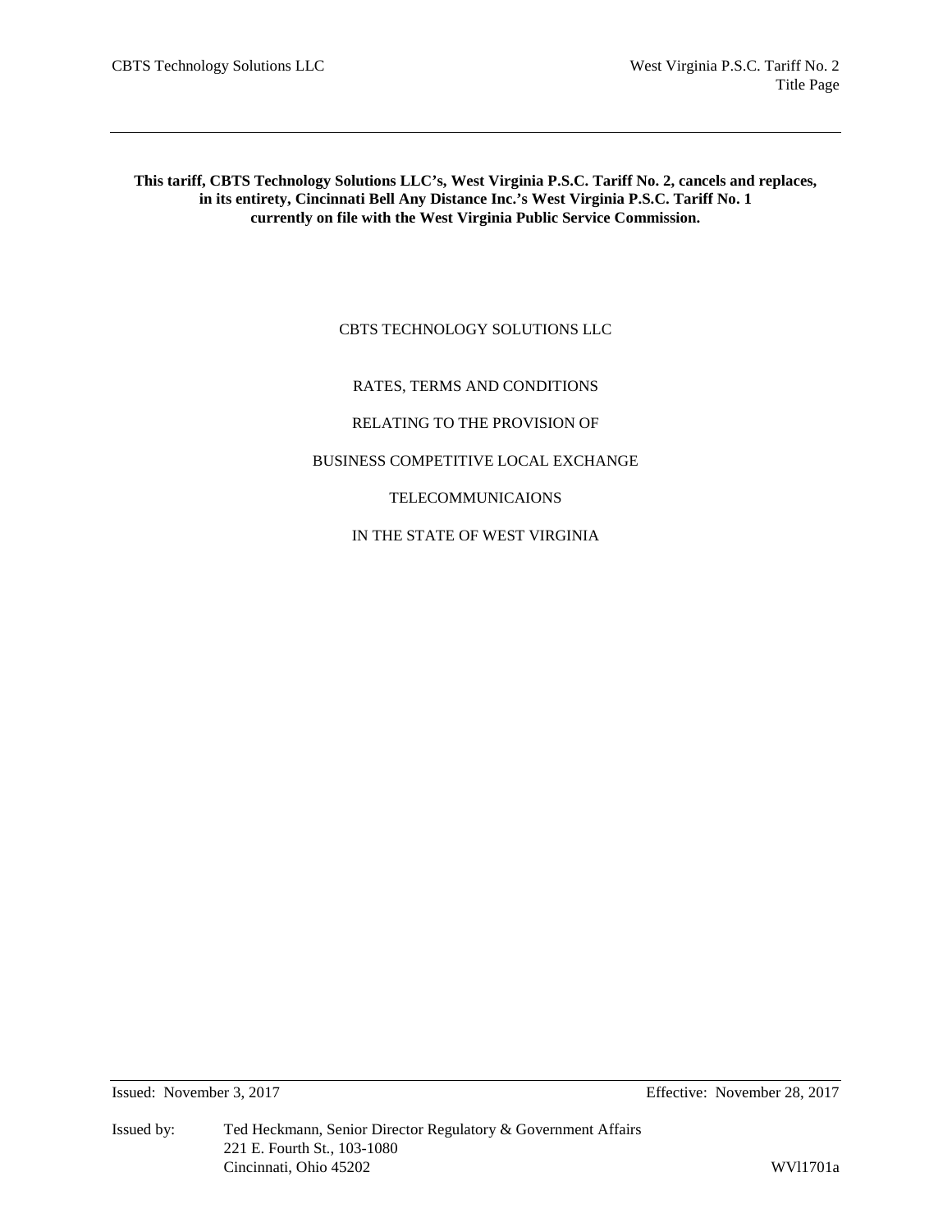**This tariff, CBTS Technology Solutions LLC's, West Virginia P.S.C. Tariff No. 2, cancels and replaces, in its entirety, Cincinnati Bell Any Distance Inc.'s West Virginia P.S.C. Tariff No. 1 currently on file with the West Virginia Public Service Commission.**

CBTS TECHNOLOGY SOLUTIONS LLC

RATES, TERMS AND CONDITIONS

RELATING TO THE PROVISION OF

BUSINESS COMPETITIVE LOCAL EXCHANGE

TELECOMMUNICAIONS

IN THE STATE OF WEST VIRGINIA

Issued: November 3, 2017 Effective: November 28, 2017

Issued by: Ted Heckmann, Senior Director Regulatory & Government Affairs
221 E. Fourth St., 103-1080
Cincinnati, Ohio 45202

WVl1701a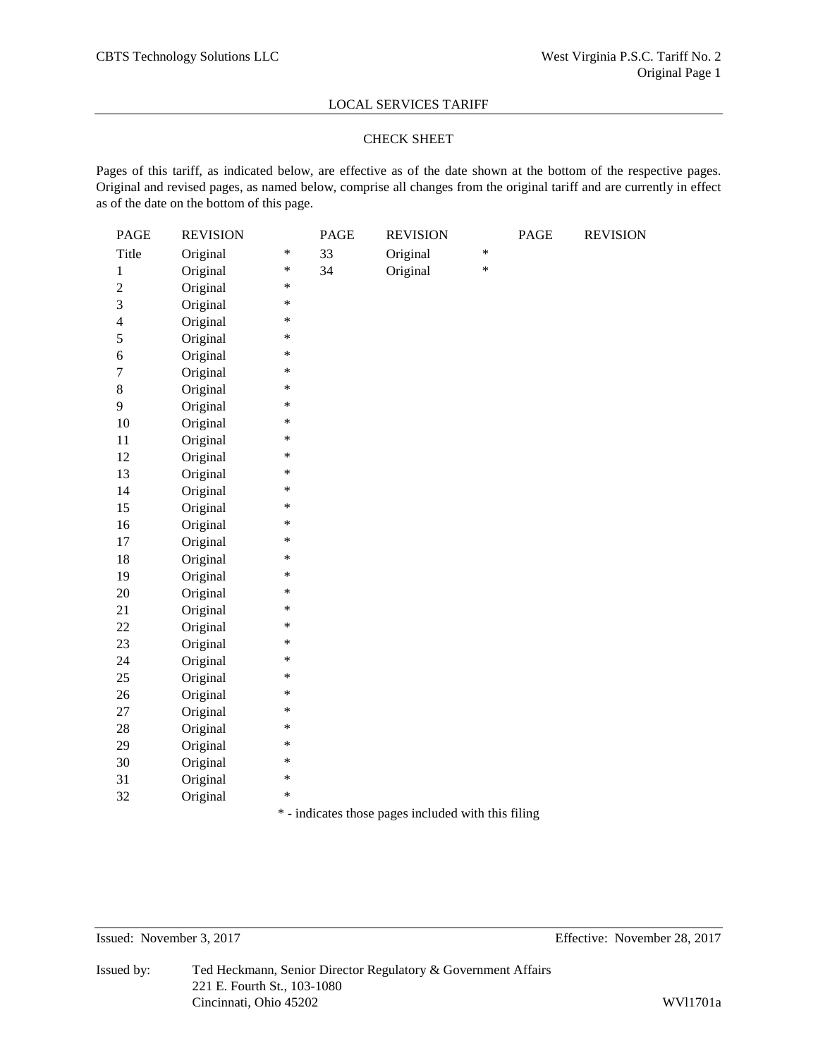LOCAL SERVICES TARIFF

CHECK SHEET

Pages of this tariff, as indicated below, are effective as of the date shown at the bottom of the respective pages. Original and revised pages, as named below, comprise all changes from the original tariff and are currently in effect as of the date on the bottom of this page.

| PAGE | REVISION | | PAGE | REVISION | | PAGE | REVISION |
|---|---|---|---|---|---|---|---|
| Title | Original | * | 33 | Original | * | | |
| 1 | Original | * | 34 | Original | * | | |
| 2 | Original | * | | | | | |
| 3 | Original | * | | | | | |
| 4 | Original | * | | | | | |
| 5 | Original | * | | | | | |
| 6 | Original | * | | | | | |
| 7 | Original | * | | | | | |
| 8 | Original | * | | | | | |
| 9 | Original | * | | | | | |
| 10 | Original | * | | | | | |
| 11 | Original | * | | | | | |
| 12 | Original | * | | | | | |
| 13 | Original | * | | | | | |
| 14 | Original | * | | | | | |
| 15 | Original | * | | | | | |
| 16 | Original | * | | | | | |
| 17 | Original | * | | | | | |
| 18 | Original | * | | | | | |
| 19 | Original | * | | | | | |
| 20 | Original | * | | | | | |
| 21 | Original | * | | | | | |
| 22 | Original | * | | | | | |
| 23 | Original | * | | | | | |
| 24 | Original | * | | | | | |
| 25 | Original | * | | | | | |
| 26 | Original | * | | | | | |
| 27 | Original | * | | | | | |
| 28 | Original | * | | | | | |
| 29 | Original | * | | | | | |
| 30 | Original | * | | | | | |
| 31 | Original | * | | | | | |
| 32 | Original | * | | | | | |

* - indicates those pages included with this filing

Issued: November 3, 2017 Effective: November 28, 2017

Issued by: Ted Heckmann, Senior Director Regulatory & Government Affairs
221 E. Fourth St., 103-1080
Cincinnati, Ohio 45202

WVl1701a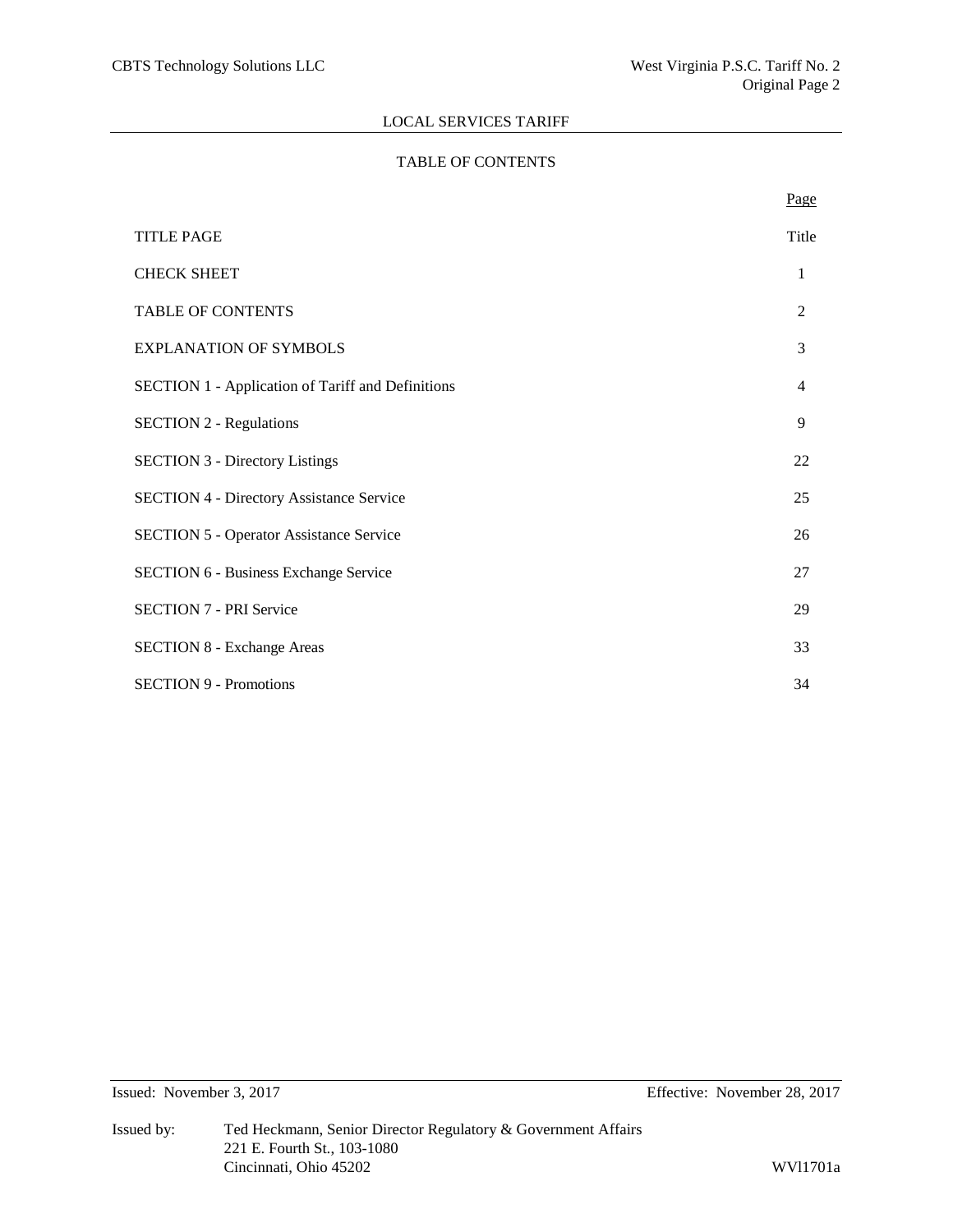## LOCAL SERVICES TARIFF

### TABLE OF CONTENTS

| | Page |
|---|---|
| TITLE PAGE | Title |
| CHECK SHEET | 1 |
| TABLE OF CONTENTS | 2 |
| EXPLANATION OF SYMBOLS | 3 |
| SECTION 1 - Application of Tariff and Definitions | 4 |
| SECTION 2 - Regulations | 9 |
| SECTION 3 - Directory Listings | 22 |
| SECTION 4 - Directory Assistance Service | 25 |
| SECTION 5 - Operator Assistance Service | 26 |
| SECTION 6 - Business Exchange Service | 27 |
| SECTION 7 - PRI Service | 29 |
| SECTION 8 - Exchange Areas | 33 |
| SECTION 9 - Promotions | 34 |

Issued: November 3, 2017 Effective: November 28, 2017

Issued by: Ted Heckmann, Senior Director Regulatory & Government Affairs
221 E. Fourth St., 103-1080
Cincinnati, Ohio 45202

WVl1701a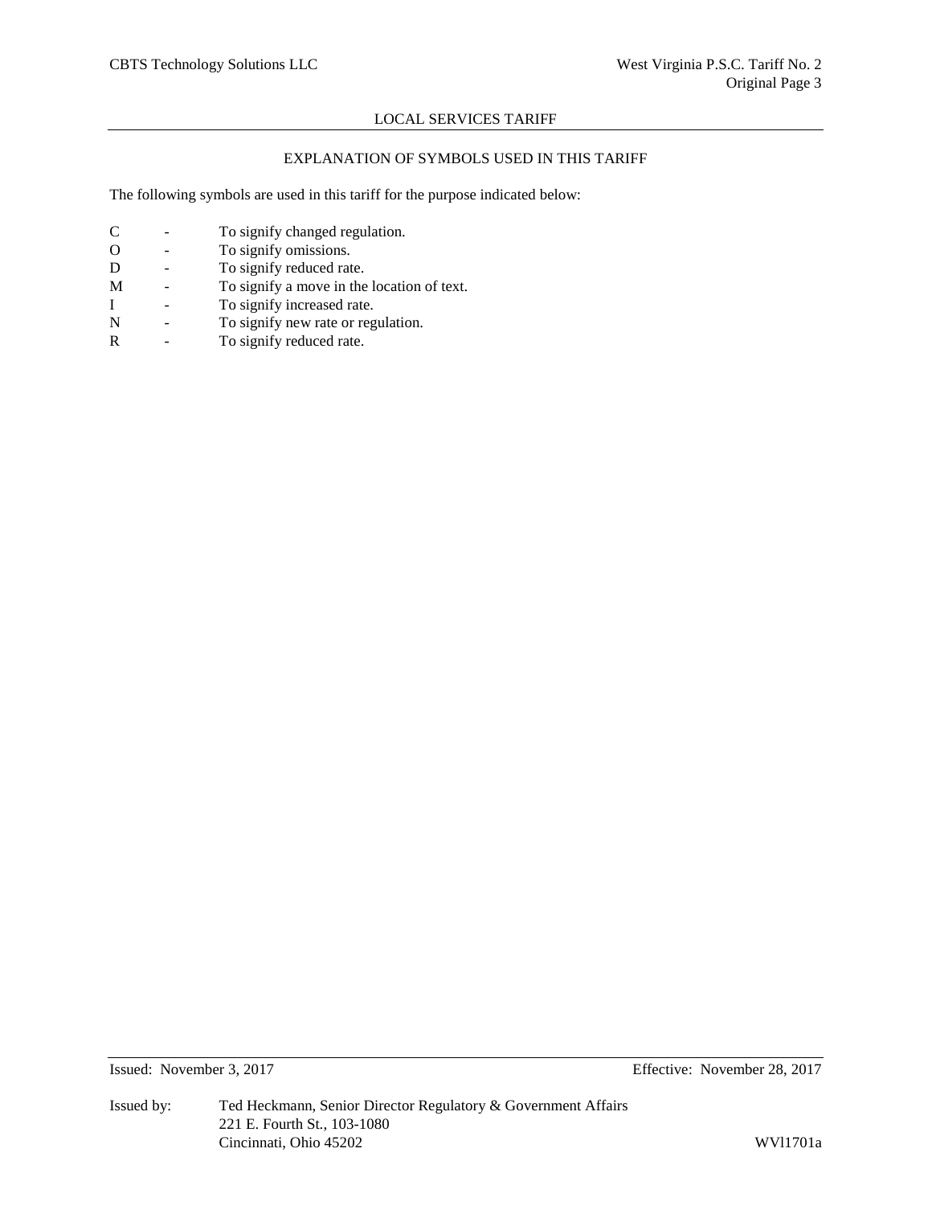## LOCAL SERVICES TARIFF

### EXPLANATION OF SYMBOLS USED IN THIS TARIFF

The following symbols are used in this tariff for the purpose indicated below:

| | | |
|---|---|---|
| C | - | To signify changed regulation. |
| O | - | To signify omissions. |
| D | - | To signify reduced rate. |
| M | - | To signify a move in the location of text. |
| I | - | To signify increased rate. |
| N | - | To signify new rate or regulation. |
| R | - | To signify reduced rate. |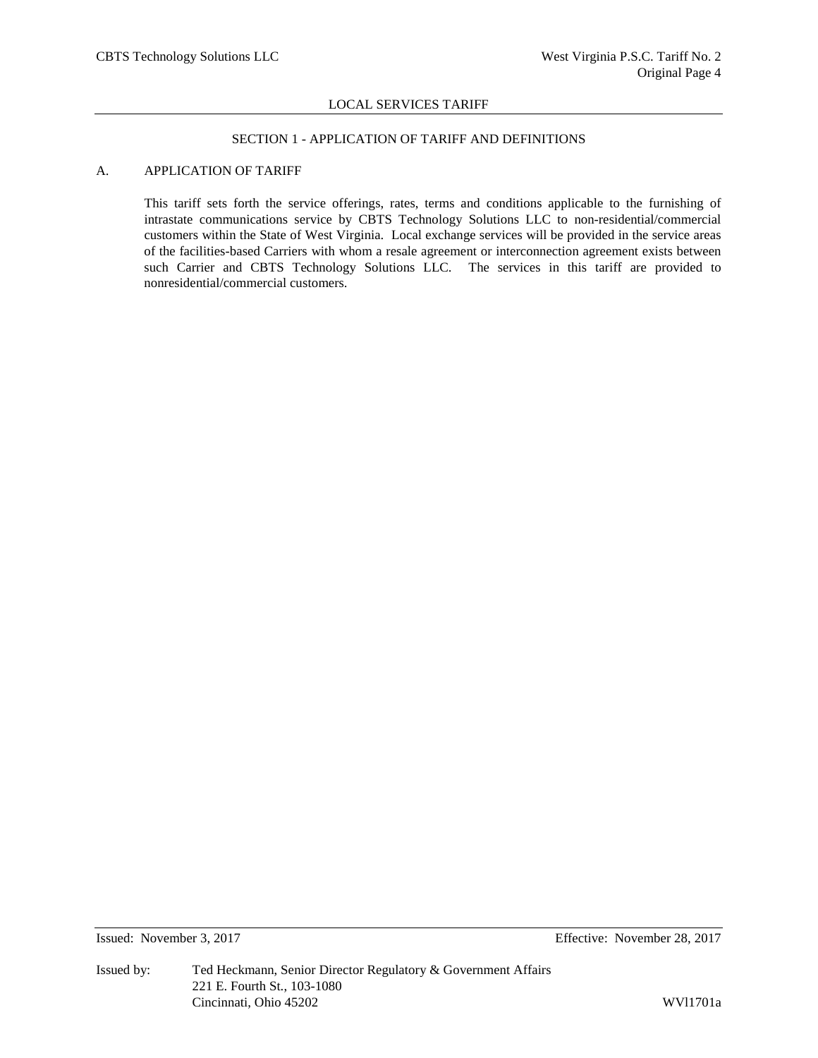## SECTION 1 - APPLICATION OF TARIFF AND DEFINITIONS

### A. APPLICATION OF TARIFF

This tariff sets forth the service offerings, rates, terms and conditions applicable to the furnishing of intrastate communications service by CBTS Technology Solutions LLC to non-residential/commercial customers within the State of West Virginia. Local exchange services will be provided in the service areas of the facilities-based Carriers with whom a resale agreement or interconnection agreement exists between such Carrier and CBTS Technology Solutions LLC. The services in this tariff are provided to nonresidential/commercial customers.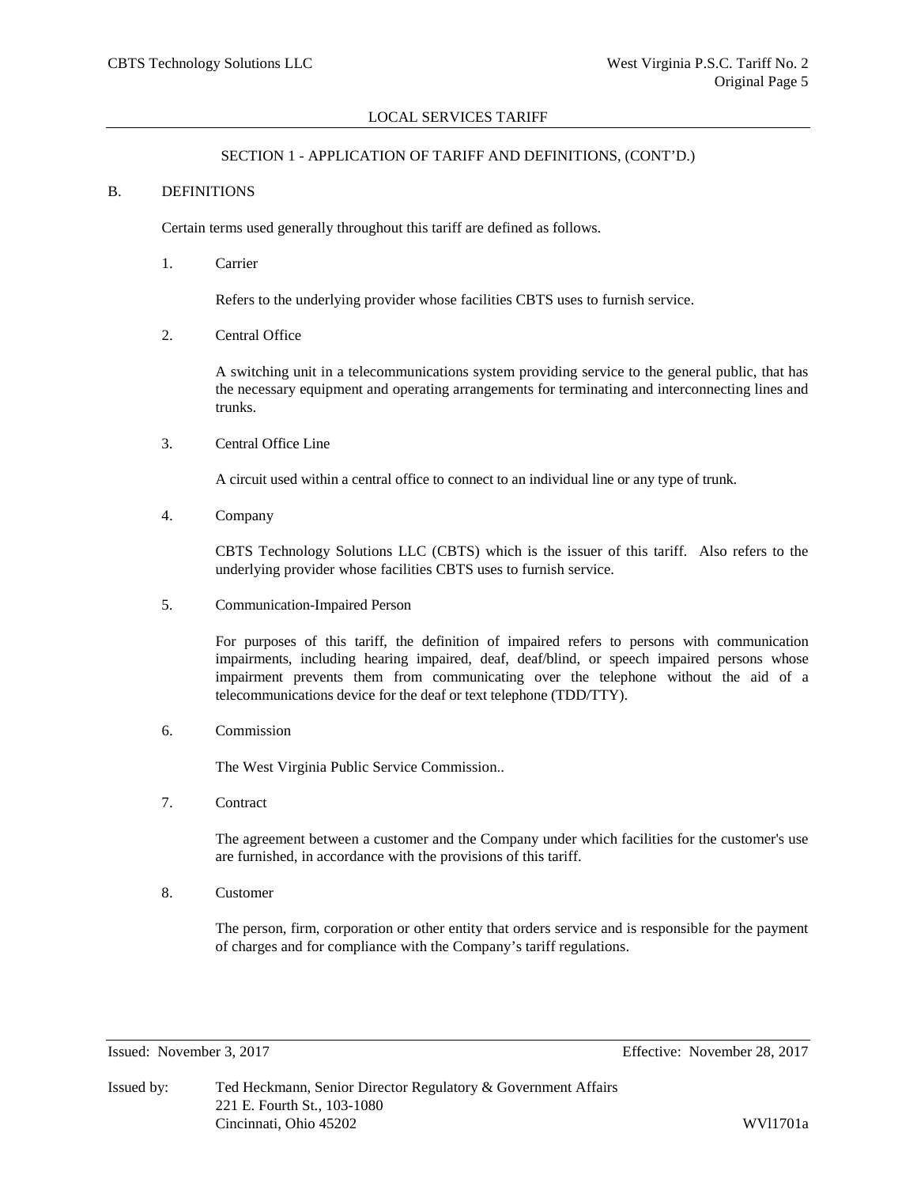LOCAL SERVICES TARIFF

SECTION 1 - APPLICATION OF TARIFF AND DEFINITIONS, (CONT'D.)

B. DEFINITIONS

Certain terms used generally throughout this tariff are defined as follows.

1. Carrier

   Refers to the underlying provider whose facilities CBTS uses to furnish service.

2. Central Office

   A switching unit in a telecommunications system providing service to the general public, that has the necessary equipment and operating arrangements for terminating and interconnecting lines and trunks.

3. Central Office Line

   A circuit used within a central office to connect to an individual line or any type of trunk.

4. Company

   CBTS Technology Solutions LLC (CBTS) which is the issuer of this tariff. Also refers to the underlying provider whose facilities CBTS uses to furnish service.

5. Communication-Impaired Person

   For purposes of this tariff, the definition of impaired refers to persons with communication impairments, including hearing impaired, deaf, deaf/blind, or speech impaired persons whose impairment prevents them from communicating over the telephone without the aid of a telecommunications device for the deaf or text telephone (TDD/TTY).

6. Commission

   The West Virginia Public Service Commission..

7. Contract

   The agreement between a customer and the Company under which facilities for the customer's use are furnished, in accordance with the provisions of this tariff.

8. Customer

   The person, firm, corporation or other entity that orders service and is responsible for the payment of charges and for compliance with the Company's tariff regulations.

Issued: November 3, 2017 Effective: November 28, 2017

Issued by: Ted Heckmann, Senior Director Regulatory & Government Affairs
221 E. Fourth St., 103-1080
Cincinnati, Ohio 45202

WVl1701a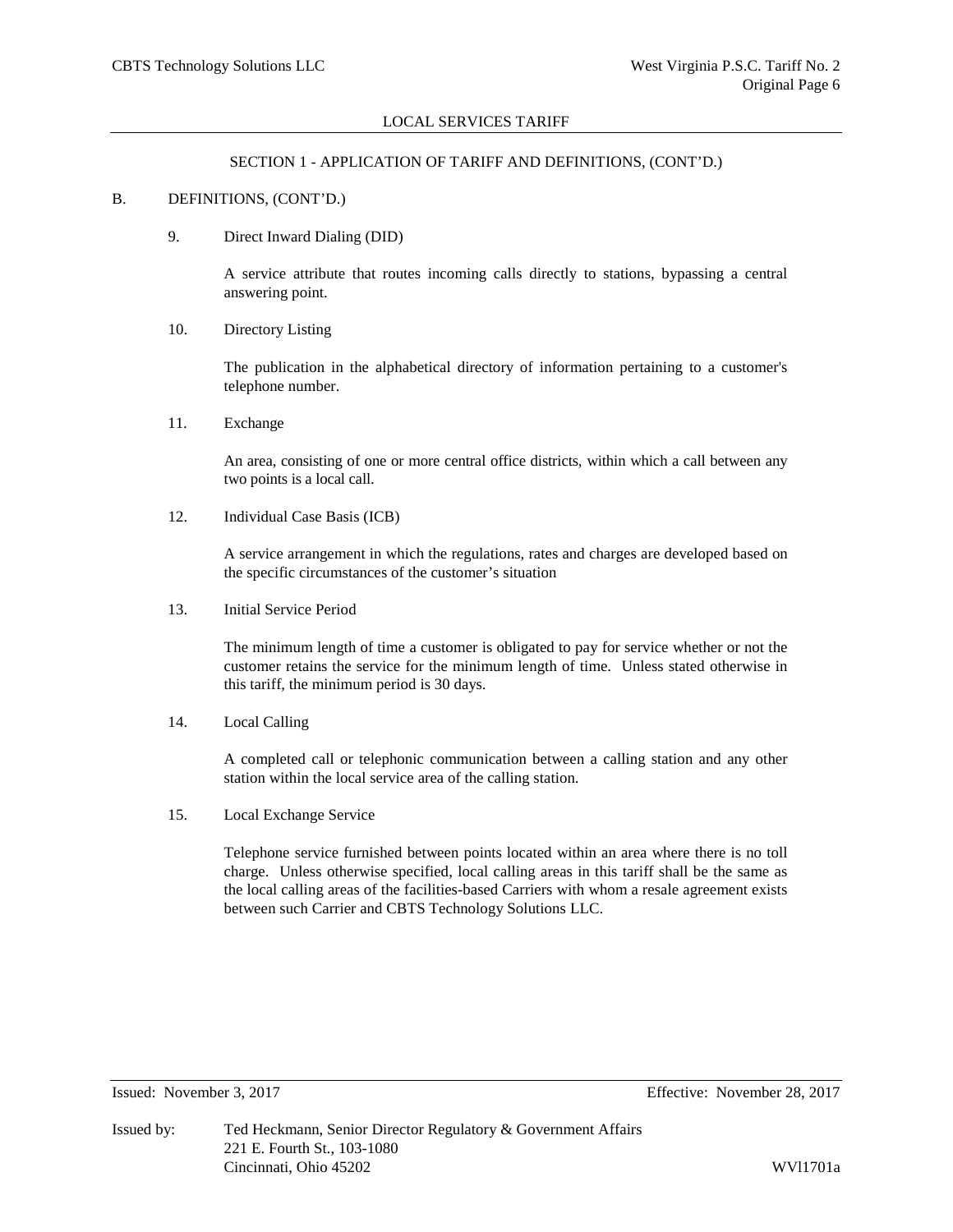## SECTION 1 - APPLICATION OF TARIFF AND DEFINITIONS, (CONT'D.)

B. DEFINITIONS, (CONT'D.)

9. Direct Inward Dialing (DID)

   A service attribute that routes incoming calls directly to stations, bypassing a central answering point.

10. Directory Listing

    The publication in the alphabetical directory of information pertaining to a customer's telephone number.

11. Exchange

    An area, consisting of one or more central office districts, within which a call between any two points is a local call.

12. Individual Case Basis (ICB)

    A service arrangement in which the regulations, rates and charges are developed based on the specific circumstances of the customer's situation

13. Initial Service Period

    The minimum length of time a customer is obligated to pay for service whether or not the customer retains the service for the minimum length of time. Unless stated otherwise in this tariff, the minimum period is 30 days.

14. Local Calling

    A completed call or telephonic communication between a calling station and any other station within the local service area of the calling station.

15. Local Exchange Service

    Telephone service furnished between points located within an area where there is no toll charge. Unless otherwise specified, local calling areas in this tariff shall be the same as the local calling areas of the facilities-based Carriers with whom a resale agreement exists between such Carrier and CBTS Technology Solutions LLC.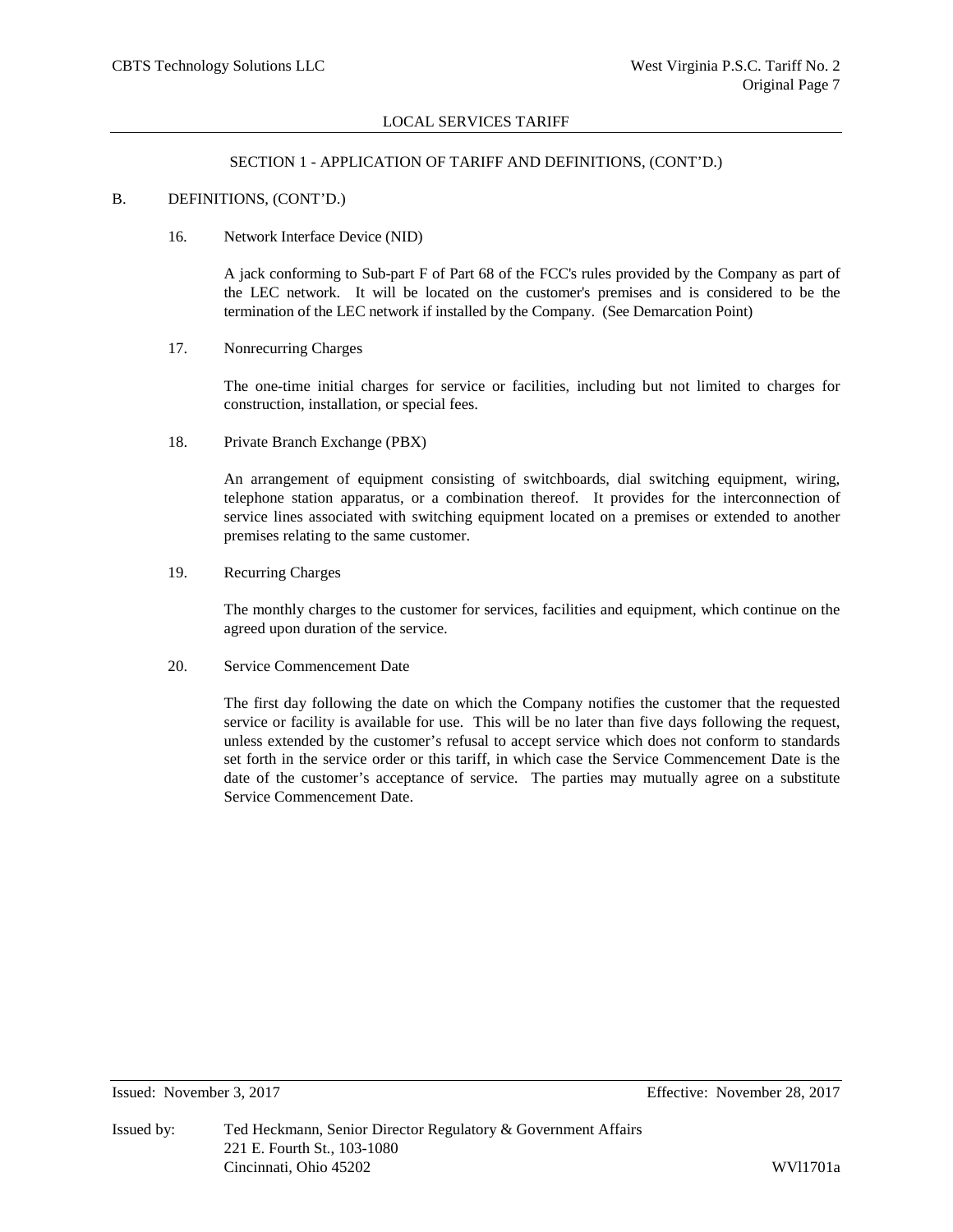## SECTION 1 - APPLICATION OF TARIFF AND DEFINITIONS, (CONT'D.)

B. DEFINITIONS, (CONT'D.)

16. Network Interface Device (NID)

    A jack conforming to Sub-part F of Part 68 of the FCC's rules provided by the Company as part of the LEC network. It will be located on the customer's premises and is considered to be the termination of the LEC network if installed by the Company. (See Demarcation Point)

17. Nonrecurring Charges

    The one-time initial charges for service or facilities, including but not limited to charges for construction, installation, or special fees.

18. Private Branch Exchange (PBX)

    An arrangement of equipment consisting of switchboards, dial switching equipment, wiring, telephone station apparatus, or a combination thereof. It provides for the interconnection of service lines associated with switching equipment located on a premises or extended to another premises relating to the same customer.

19. Recurring Charges

    The monthly charges to the customer for services, facilities and equipment, which continue on the agreed upon duration of the service.

20. Service Commencement Date

    The first day following the date on which the Company notifies the customer that the requested service or facility is available for use. This will be no later than five days following the request, unless extended by the customer's refusal to accept service which does not conform to standards set forth in the service order or this tariff, in which case the Service Commencement Date is the date of the customer's acceptance of service. The parties may mutually agree on a substitute Service Commencement Date.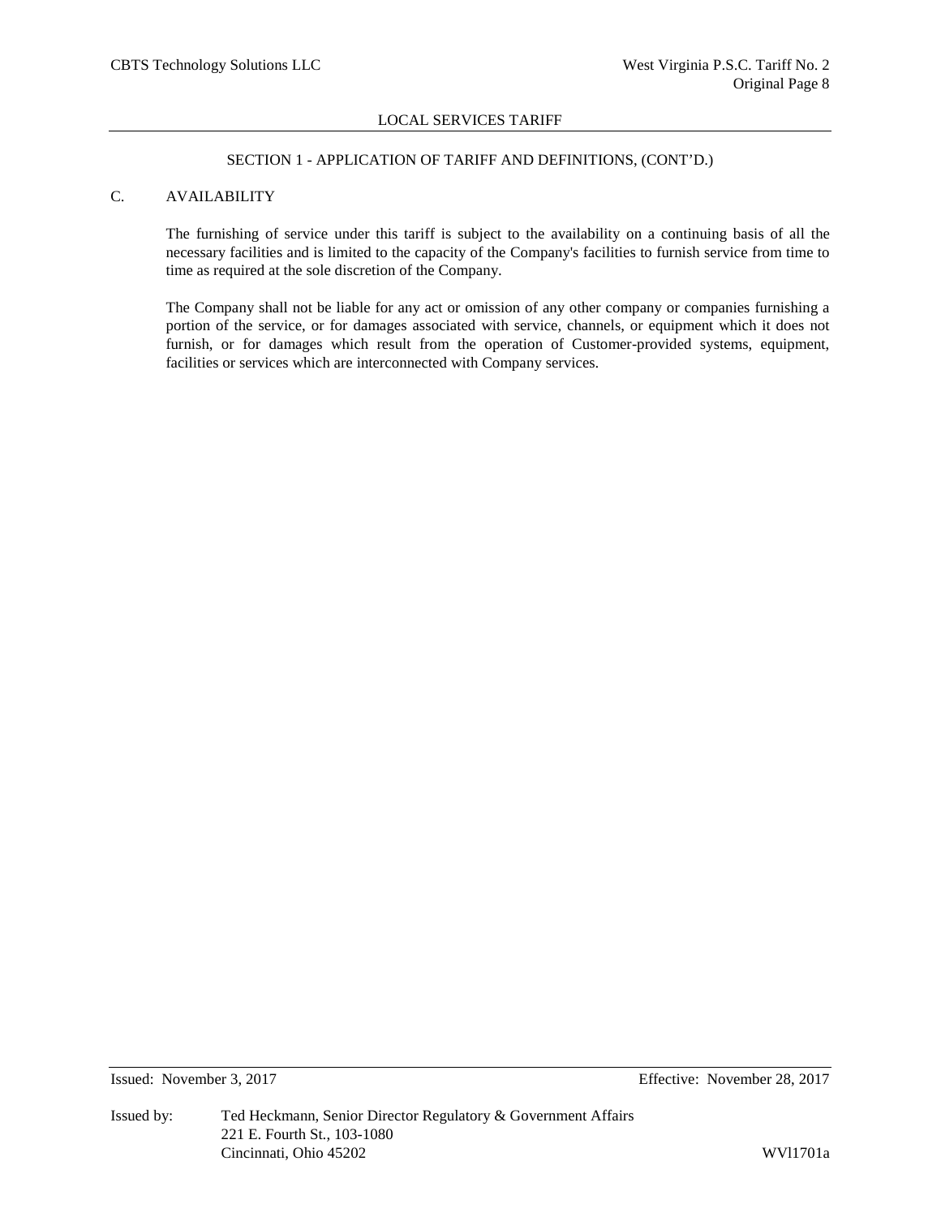SECTION 1 - APPLICATION OF TARIFF AND DEFINITIONS, (CONT'D.)

## C. AVAILABILITY

The furnishing of service under this tariff is subject to the availability on a continuing basis of all the necessary facilities and is limited to the capacity of the Company's facilities to furnish service from time to time as required at the sole discretion of the Company.

The Company shall not be liable for any act or omission of any other company or companies furnishing a portion of the service, or for damages associated with service, channels, or equipment which it does not furnish, or for damages which result from the operation of Customer-provided systems, equipment, facilities or services which are interconnected with Company services.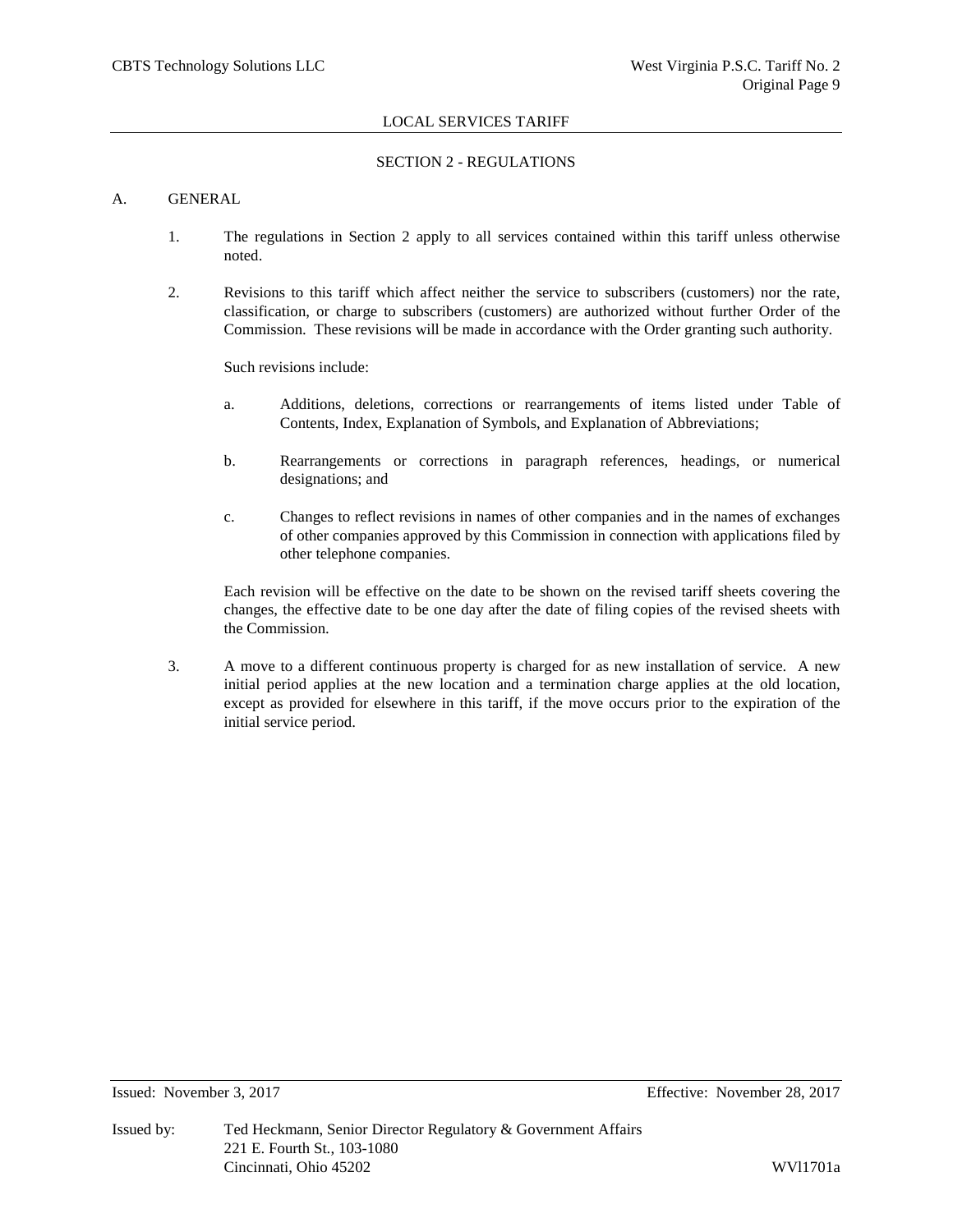LOCAL SERVICES TARIFF

## SECTION 2 - REGULATIONS

### A. GENERAL

1. The regulations in Section 2 apply to all services contained within this tariff unless otherwise noted.

2. Revisions to this tariff which affect neither the service to subscribers (customers) nor the rate, classification, or charge to subscribers (customers) are authorized without further Order of the Commission. These revisions will be made in accordance with the Order granting such authority.

   Such revisions include:

   a. Additions, deletions, corrections or rearrangements of items listed under Table of Contents, Index, Explanation of Symbols, and Explanation of Abbreviations;

   b. Rearrangements or corrections in paragraph references, headings, or numerical designations; and

   c. Changes to reflect revisions in names of other companies and in the names of exchanges of other companies approved by this Commission in connection with applications filed by other telephone companies.

   Each revision will be effective on the date to be shown on the revised tariff sheets covering the changes, the effective date to be one day after the date of filing copies of the revised sheets with the Commission.

3. A move to a different continuous property is charged for as new installation of service. A new initial period applies at the new location and a termination charge applies at the old location, except as provided for elsewhere in this tariff, if the move occurs prior to the expiration of the initial service period.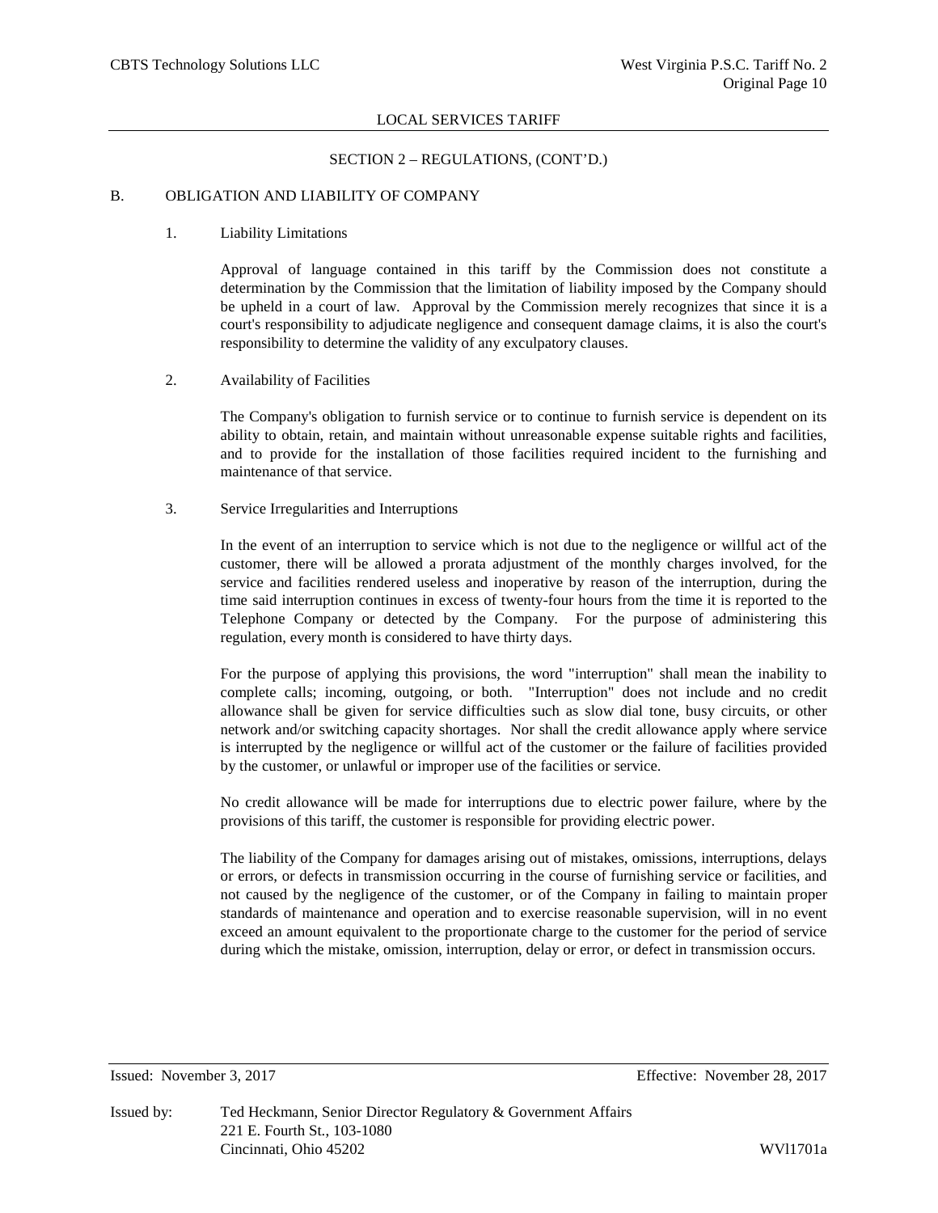## SECTION 2 – REGULATIONS, (CONT'D.)

### B. OBLIGATION AND LIABILITY OF COMPANY

#### 1. Liability Limitations

Approval of language contained in this tariff by the Commission does not constitute a determination by the Commission that the limitation of liability imposed by the Company should be upheld in a court of law. Approval by the Commission merely recognizes that since it is a court's responsibility to adjudicate negligence and consequent damage claims, it is also the court's responsibility to determine the validity of any exculpatory clauses.

#### 2. Availability of Facilities

The Company's obligation to furnish service or to continue to furnish service is dependent on its ability to obtain, retain, and maintain without unreasonable expense suitable rights and facilities, and to provide for the installation of those facilities required incident to the furnishing and maintenance of that service.

#### 3. Service Irregularities and Interruptions

In the event of an interruption to service which is not due to the negligence or willful act of the customer, there will be allowed a prorata adjustment of the monthly charges involved, for the service and facilities rendered useless and inoperative by reason of the interruption, during the time said interruption continues in excess of twenty-four hours from the time it is reported to the Telephone Company or detected by the Company. For the purpose of administering this regulation, every month is considered to have thirty days.

For the purpose of applying this provisions, the word "interruption" shall mean the inability to complete calls; incoming, outgoing, or both. "Interruption" does not include and no credit allowance shall be given for service difficulties such as slow dial tone, busy circuits, or other network and/or switching capacity shortages. Nor shall the credit allowance apply where service is interrupted by the negligence or willful act of the customer or the failure of facilities provided by the customer, or unlawful or improper use of the facilities or service.

No credit allowance will be made for interruptions due to electric power failure, where by the provisions of this tariff, the customer is responsible for providing electric power.

The liability of the Company for damages arising out of mistakes, omissions, interruptions, delays or errors, or defects in transmission occurring in the course of furnishing service or facilities, and not caused by the negligence of the customer, or of the Company in failing to maintain proper standards of maintenance and operation and to exercise reasonable supervision, will in no event exceed an amount equivalent to the proportionate charge to the customer for the period of service during which the mistake, omission, interruption, delay or error, or defect in transmission occurs.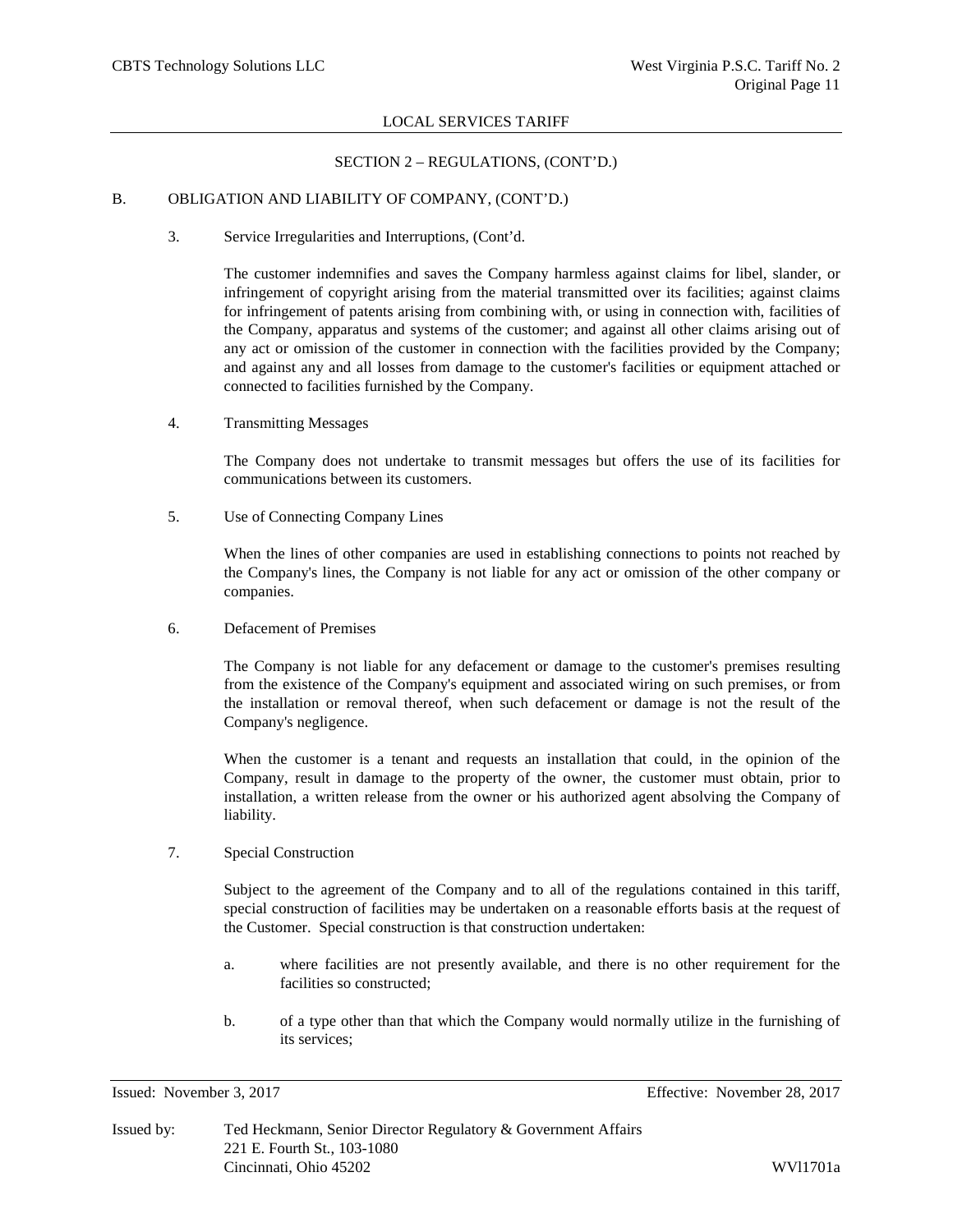LOCAL SERVICES TARIFF

SECTION 2 – REGULATIONS, (CONT'D.)

B. OBLIGATION AND LIABILITY OF COMPANY, (CONT'D.)

3. Service Irregularities and Interruptions, (Cont'd.

The customer indemnifies and saves the Company harmless against claims for libel, slander, or infringement of copyright arising from the material transmitted over its facilities; against claims for infringement of patents arising from combining with, or using in connection with, facilities of the Company, apparatus and systems of the customer; and against all other claims arising out of any act or omission of the customer in connection with the facilities provided by the Company; and against any and all losses from damage to the customer's facilities or equipment attached or connected to facilities furnished by the Company.

4. Transmitting Messages

The Company does not undertake to transmit messages but offers the use of its facilities for communications between its customers.

5. Use of Connecting Company Lines

When the lines of other companies are used in establishing connections to points not reached by the Company's lines, the Company is not liable for any act or omission of the other company or companies.

6. Defacement of Premises

The Company is not liable for any defacement or damage to the customer's premises resulting from the existence of the Company's equipment and associated wiring on such premises, or from the installation or removal thereof, when such defacement or damage is not the result of the Company's negligence.

When the customer is a tenant and requests an installation that could, in the opinion of the Company, result in damage to the property of the owner, the customer must obtain, prior to installation, a written release from the owner or his authorized agent absolving the Company of liability.

7. Special Construction

Subject to the agreement of the Company and to all of the regulations contained in this tariff, special construction of facilities may be undertaken on a reasonable efforts basis at the request of the Customer. Special construction is that construction undertaken:

a. where facilities are not presently available, and there is no other requirement for the facilities so constructed;

b. of a type other than that which the Company would normally utilize in the furnishing of its services;

Issued: November 3, 2017 Effective: November 28, 2017

Issued by: Ted Heckmann, Senior Director Regulatory & Government Affairs
221 E. Fourth St., 103-1080
Cincinnati, Ohio 45202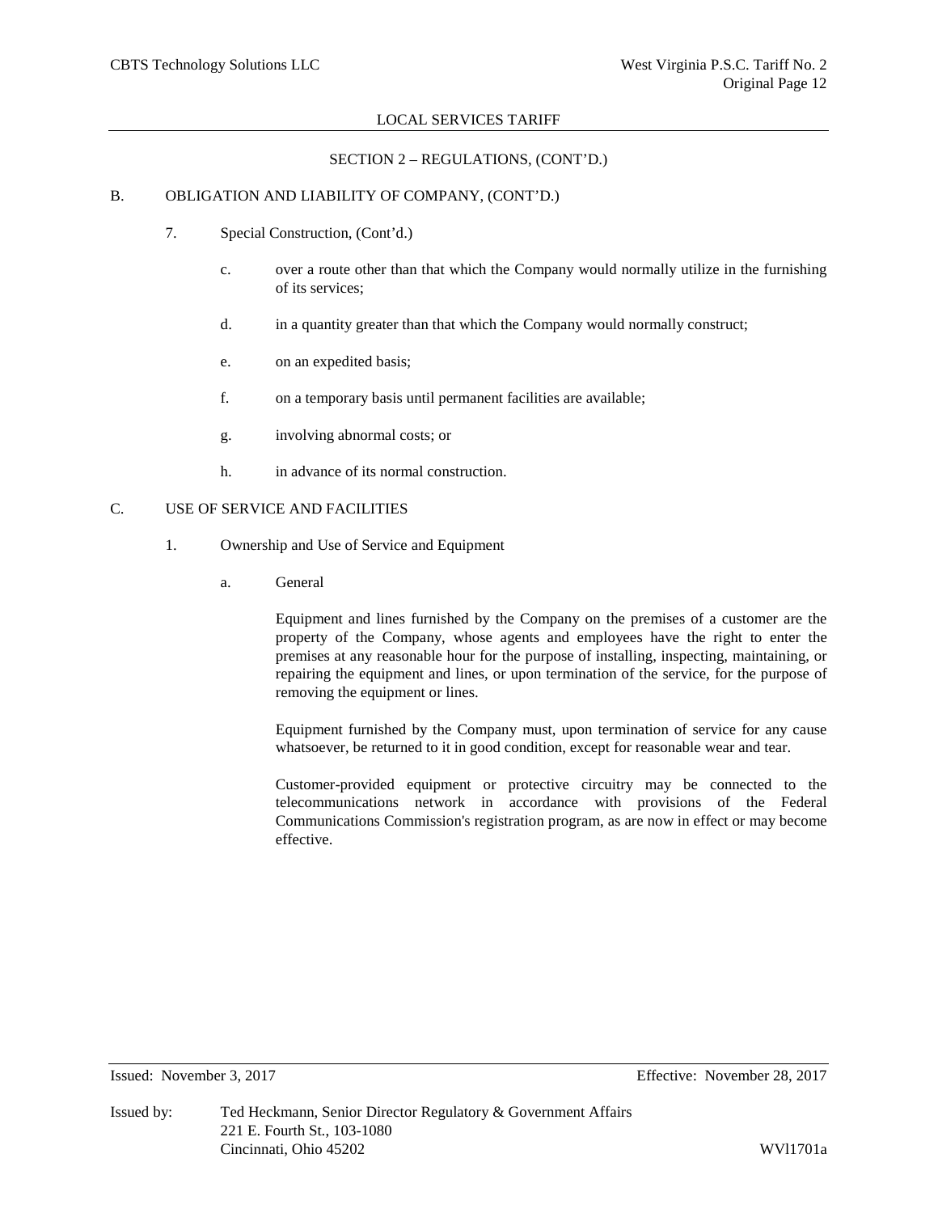SECTION 2 – REGULATIONS, (CONT'D.)

B. OBLIGATION AND LIABILITY OF COMPANY, (CONT'D.)

7. Special Construction, (Cont'd.)

c. over a route other than that which the Company would normally utilize in the furnishing of its services;

d. in a quantity greater than that which the Company would normally construct;

e. on an expedited basis;

f. on a temporary basis until permanent facilities are available;

g. involving abnormal costs; or

h. in advance of its normal construction.

C. USE OF SERVICE AND FACILITIES

1. Ownership and Use of Service and Equipment

a. General

Equipment and lines furnished by the Company on the premises of a customer are the property of the Company, whose agents and employees have the right to enter the premises at any reasonable hour for the purpose of installing, inspecting, maintaining, or repairing the equipment and lines, or upon termination of the service, for the purpose of removing the equipment or lines.

Equipment furnished by the Company must, upon termination of service for any cause whatsoever, be returned to it in good condition, except for reasonable wear and tear.

Customer-provided equipment or protective circuitry may be connected to the telecommunications network in accordance with provisions of the Federal Communications Commission's registration program, as are now in effect or may become effective.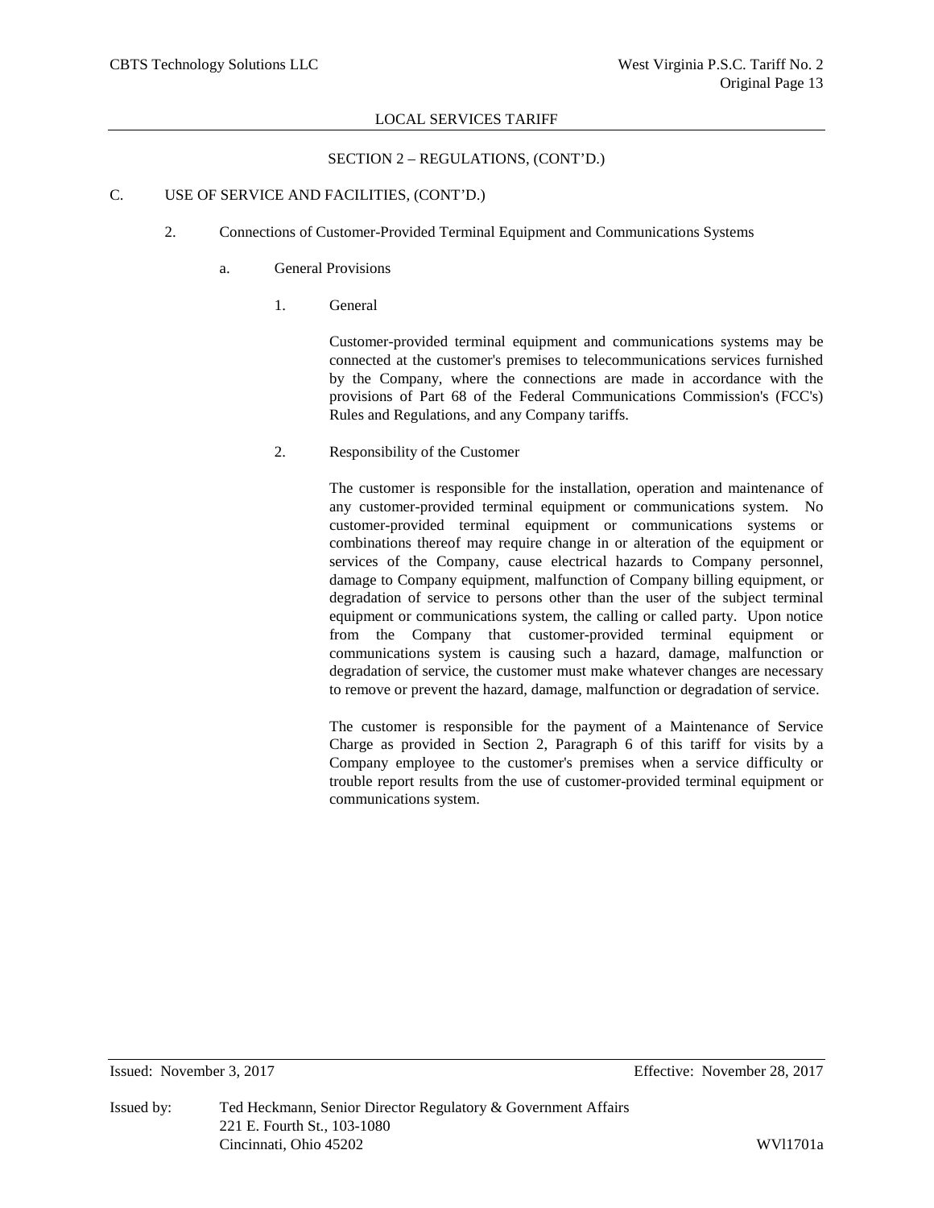SECTION 2 – REGULATIONS, (CONT'D.)

C. USE OF SERVICE AND FACILITIES, (CONT'D.)

2. Connections of Customer-Provided Terminal Equipment and Communications Systems

a. General Provisions

1. General

Customer-provided terminal equipment and communications systems may be connected at the customer's premises to telecommunications services furnished by the Company, where the connections are made in accordance with the provisions of Part 68 of the Federal Communications Commission's (FCC's) Rules and Regulations, and any Company tariffs.

2. Responsibility of the Customer

The customer is responsible for the installation, operation and maintenance of any customer-provided terminal equipment or communications system. No customer-provided terminal equipment or communications systems or combinations thereof may require change in or alteration of the equipment or services of the Company, cause electrical hazards to Company personnel, damage to Company equipment, malfunction of Company billing equipment, or degradation of service to persons other than the user of the subject terminal equipment or communications system, the calling or called party. Upon notice from the Company that customer-provided terminal equipment or communications system is causing such a hazard, damage, malfunction or degradation of service, the customer must make whatever changes are necessary to remove or prevent the hazard, damage, malfunction or degradation of service.

The customer is responsible for the payment of a Maintenance of Service Charge as provided in Section 2, Paragraph 6 of this tariff for visits by a Company employee to the customer's premises when a service difficulty or trouble report results from the use of customer-provided terminal equipment or communications system.

Issued: November 3, 2017 Effective: November 28, 2017

Issued by: Ted Heckmann, Senior Director Regulatory & Government Affairs
221 E. Fourth St., 103-1080
Cincinnati, Ohio 45202 WVl1701a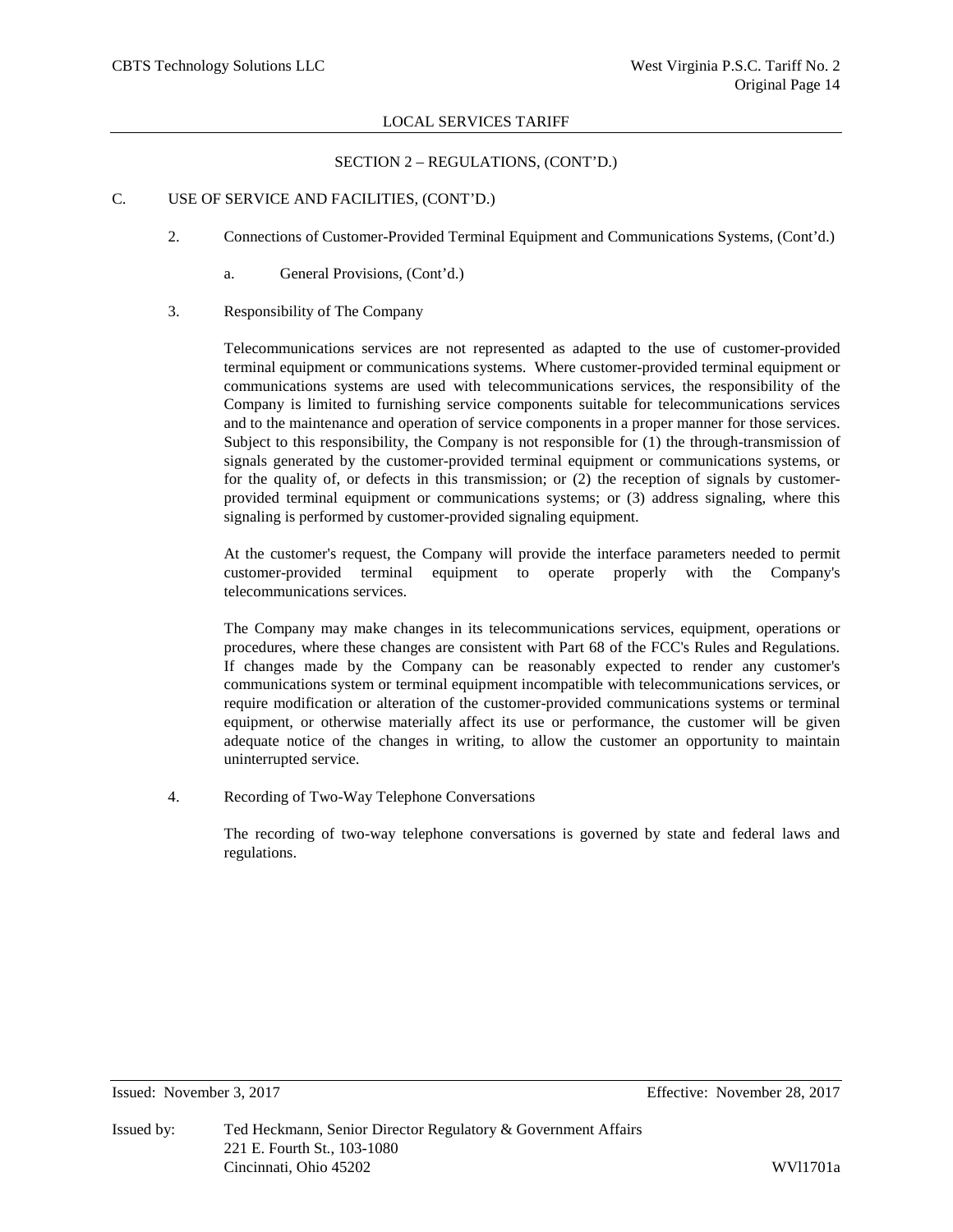LOCAL SERVICES TARIFF

SECTION 2 – REGULATIONS, (CONT'D.)

C. USE OF SERVICE AND FACILITIES, (CONT'D.)

2. Connections of Customer-Provided Terminal Equipment and Communications Systems, (Cont'd.)

a. General Provisions, (Cont'd.)

3. Responsibility of The Company

Telecommunications services are not represented as adapted to the use of customer-provided terminal equipment or communications systems. Where customer-provided terminal equipment or communications systems are used with telecommunications services, the responsibility of the Company is limited to furnishing service components suitable for telecommunications services and to the maintenance and operation of service components in a proper manner for those services. Subject to this responsibility, the Company is not responsible for (1) the through-transmission of signals generated by the customer-provided terminal equipment or communications systems, or for the quality of, or defects in this transmission; or (2) the reception of signals by customer-provided terminal equipment or communications systems; or (3) address signaling, where this signaling is performed by customer-provided signaling equipment.

At the customer's request, the Company will provide the interface parameters needed to permit customer-provided terminal equipment to operate properly with the Company's telecommunications services.

The Company may make changes in its telecommunications services, equipment, operations or procedures, where these changes are consistent with Part 68 of the FCC's Rules and Regulations. If changes made by the Company can be reasonably expected to render any customer's communications system or terminal equipment incompatible with telecommunications services, or require modification or alteration of the customer-provided communications systems or terminal equipment, or otherwise materially affect its use or performance, the customer will be given adequate notice of the changes in writing, to allow the customer an opportunity to maintain uninterrupted service.

4. Recording of Two-Way Telephone Conversations

The recording of two-way telephone conversations is governed by state and federal laws and regulations.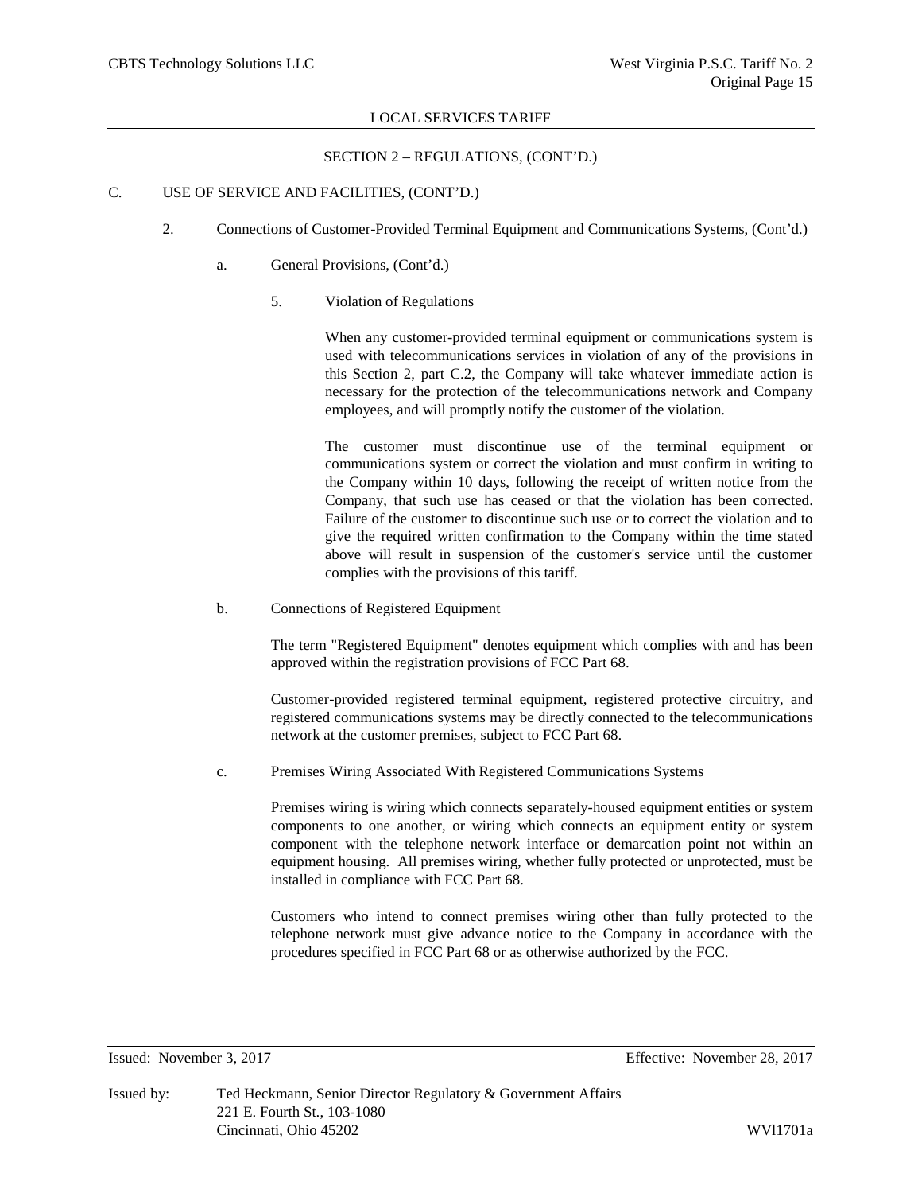LOCAL SERVICES TARIFF

SECTION 2 – REGULATIONS, (CONT'D.)

C. USE OF SERVICE AND FACILITIES, (CONT'D.)

2. Connections of Customer-Provided Terminal Equipment and Communications Systems, (Cont'd.)

a. General Provisions, (Cont'd.)

5. Violation of Regulations

When any customer-provided terminal equipment or communications system is used with telecommunications services in violation of any of the provisions in this Section 2, part C.2, the Company will take whatever immediate action is necessary for the protection of the telecommunications network and Company employees, and will promptly notify the customer of the violation.

The customer must discontinue use of the terminal equipment or communications system or correct the violation and must confirm in writing to the Company within 10 days, following the receipt of written notice from the Company, that such use has ceased or that the violation has been corrected. Failure of the customer to discontinue such use or to correct the violation and to give the required written confirmation to the Company within the time stated above will result in suspension of the customer's service until the customer complies with the provisions of this tariff.

b. Connections of Registered Equipment

The term "Registered Equipment" denotes equipment which complies with and has been approved within the registration provisions of FCC Part 68.

Customer-provided registered terminal equipment, registered protective circuitry, and registered communications systems may be directly connected to the telecommunications network at the customer premises, subject to FCC Part 68.

c. Premises Wiring Associated With Registered Communications Systems

Premises wiring is wiring which connects separately-housed equipment entities or system components to one another, or wiring which connects an equipment entity or system component with the telephone network interface or demarcation point not within an equipment housing. All premises wiring, whether fully protected or unprotected, must be installed in compliance with FCC Part 68.

Customers who intend to connect premises wiring other than fully protected to the telephone network must give advance notice to the Company in accordance with the procedures specified in FCC Part 68 or as otherwise authorized by the FCC.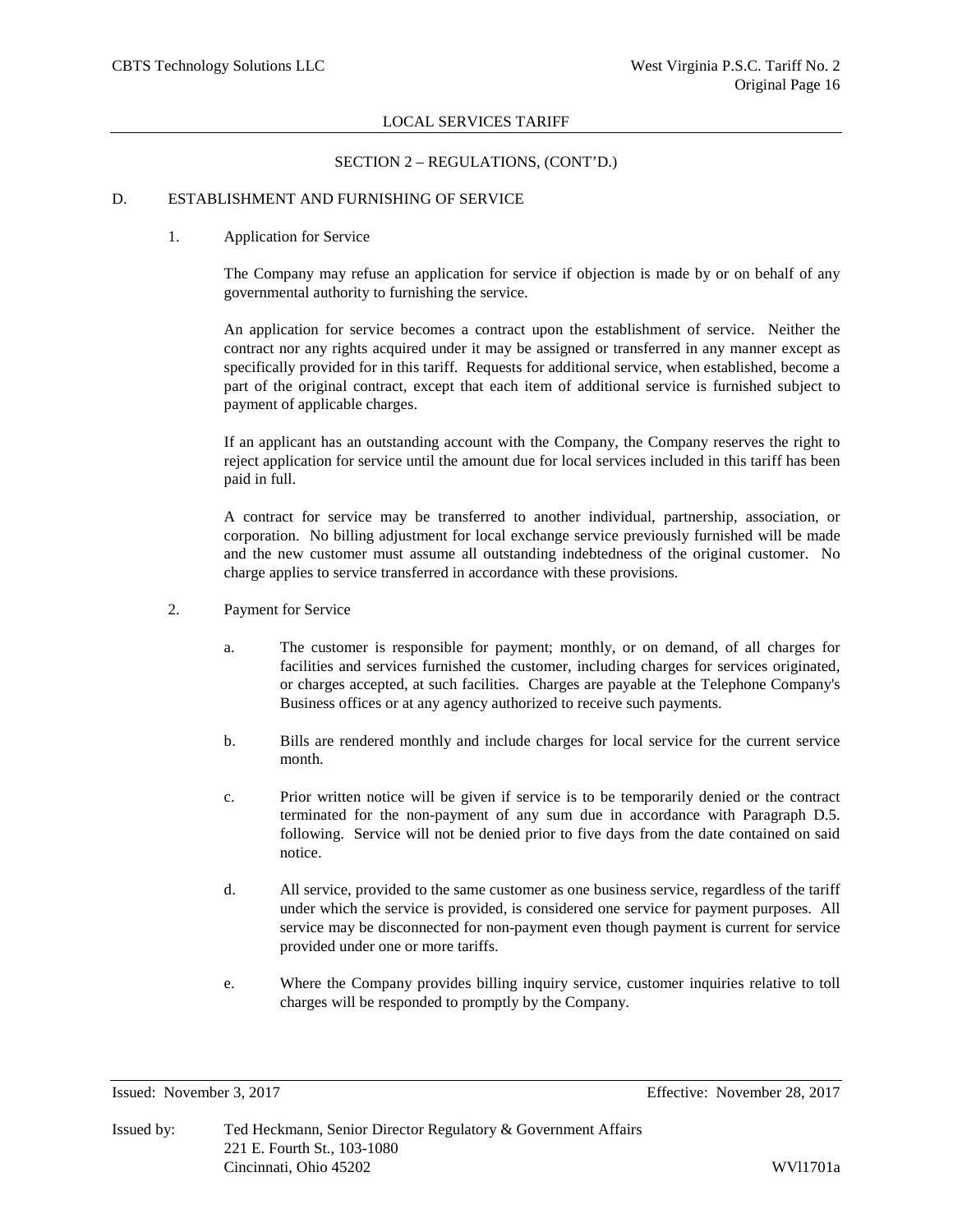## SECTION 2 – REGULATIONS, (CONT'D.)

### D. ESTABLISHMENT AND FURNISHING OF SERVICE

#### 1. Application for Service

The Company may refuse an application for service if objection is made by or on behalf of any governmental authority to furnishing the service.

An application for service becomes a contract upon the establishment of service. Neither the contract nor any rights acquired under it may be assigned or transferred in any manner except as specifically provided for in this tariff. Requests for additional service, when established, become a part of the original contract, except that each item of additional service is furnished subject to payment of applicable charges.

If an applicant has an outstanding account with the Company, the Company reserves the right to reject application for service until the amount due for local services included in this tariff has been paid in full.

A contract for service may be transferred to another individual, partnership, association, or corporation. No billing adjustment for local exchange service previously furnished will be made and the new customer must assume all outstanding indebtedness of the original customer. No charge applies to service transferred in accordance with these provisions.

#### 2. Payment for Service

a. The customer is responsible for payment; monthly, or on demand, of all charges for facilities and services furnished the customer, including charges for services originated, or charges accepted, at such facilities. Charges are payable at the Telephone Company's Business offices or at any agency authorized to receive such payments.

b. Bills are rendered monthly and include charges for local service for the current service month.

c. Prior written notice will be given if service is to be temporarily denied or the contract terminated for the non-payment of any sum due in accordance with Paragraph D.5. following. Service will not be denied prior to five days from the date contained on said notice.

d. All service, provided to the same customer as one business service, regardless of the tariff under which the service is provided, is considered one service for payment purposes. All service may be disconnected for non-payment even though payment is current for service provided under one or more tariffs.

e. Where the Company provides billing inquiry service, customer inquiries relative to toll charges will be responded to promptly by the Company.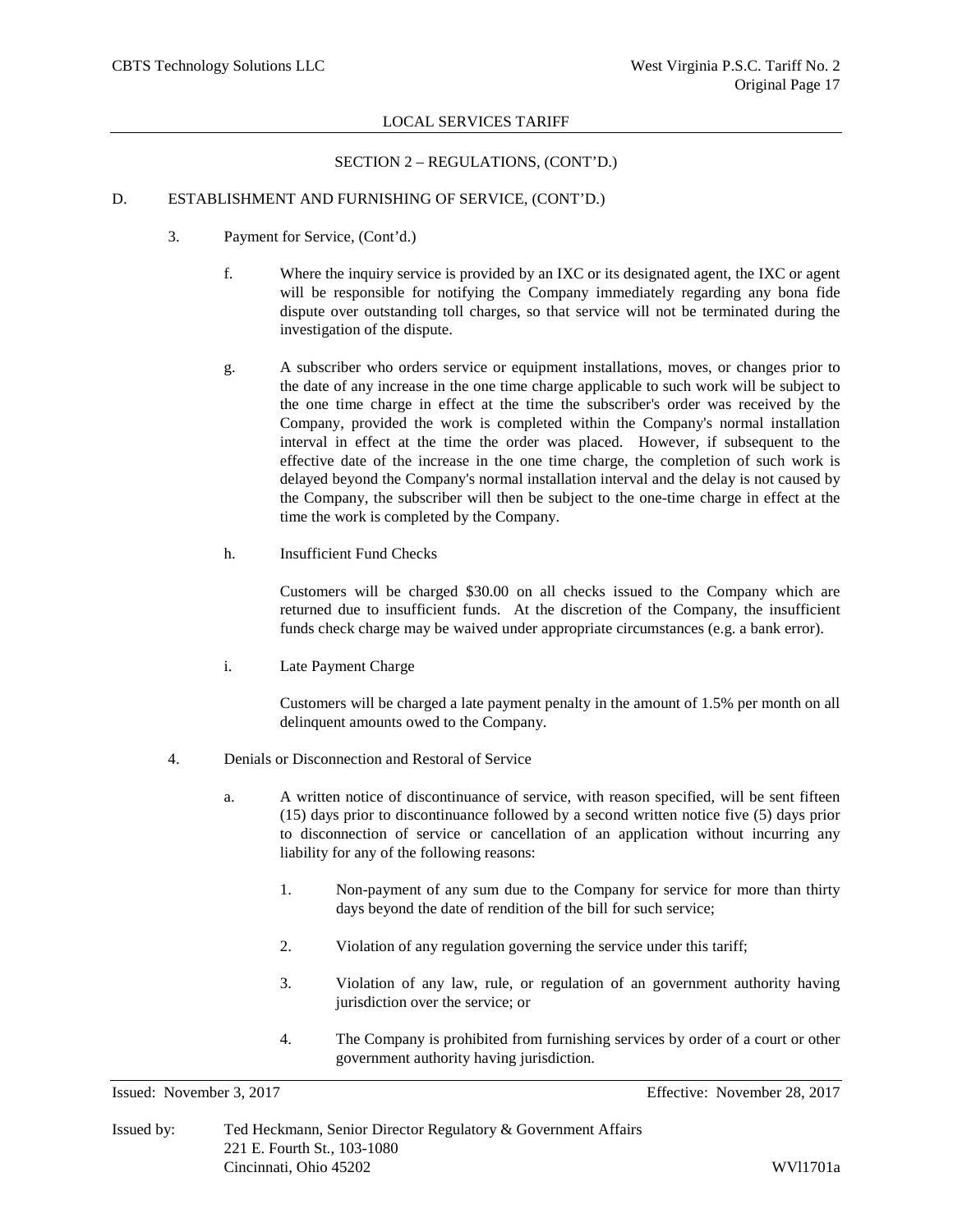LOCAL SERVICES TARIFF

SECTION 2 – REGULATIONS, (CONT'D.)

D. ESTABLISHMENT AND FURNISHING OF SERVICE, (CONT'D.)

3. Payment for Service, (Cont'd.)

   f. Where the inquiry service is provided by an IXC or its designated agent, the IXC or agent will be responsible for notifying the Company immediately regarding any bona fide dispute over outstanding toll charges, so that service will not be terminated during the investigation of the dispute.

   g. A subscriber who orders service or equipment installations, moves, or changes prior to the date of any increase in the one time charge applicable to such work will be subject to the one time charge in effect at the time the subscriber's order was received by the Company, provided the work is completed within the Company's normal installation interval in effect at the time the order was placed. However, if subsequent to the effective date of the increase in the one time charge, the completion of such work is delayed beyond the Company's normal installation interval and the delay is not caused by the Company, the subscriber will then be subject to the one-time charge in effect at the time the work is completed by the Company.

   h. Insufficient Fund Checks

      Customers will be charged $30.00 on all checks issued to the Company which are returned due to insufficient funds. At the discretion of the Company, the insufficient funds check charge may be waived under appropriate circumstances (e.g. a bank error).

   i. Late Payment Charge

      Customers will be charged a late payment penalty in the amount of 1.5% per month on all delinquent amounts owed to the Company.

4. Denials or Disconnection and Restoral of Service

   a. A written notice of discontinuance of service, with reason specified, will be sent fifteen (15) days prior to discontinuance followed by a second written notice five (5) days prior to disconnection of service or cancellation of an application without incurring any liability for any of the following reasons:

      1. Non-payment of any sum due to the Company for service for more than thirty days beyond the date of rendition of the bill for such service;

      2. Violation of any regulation governing the service under this tariff;

      3. Violation of any law, rule, or regulation of an government authority having jurisdiction over the service; or

      4. The Company is prohibited from furnishing services by order of a court or other government authority having jurisdiction.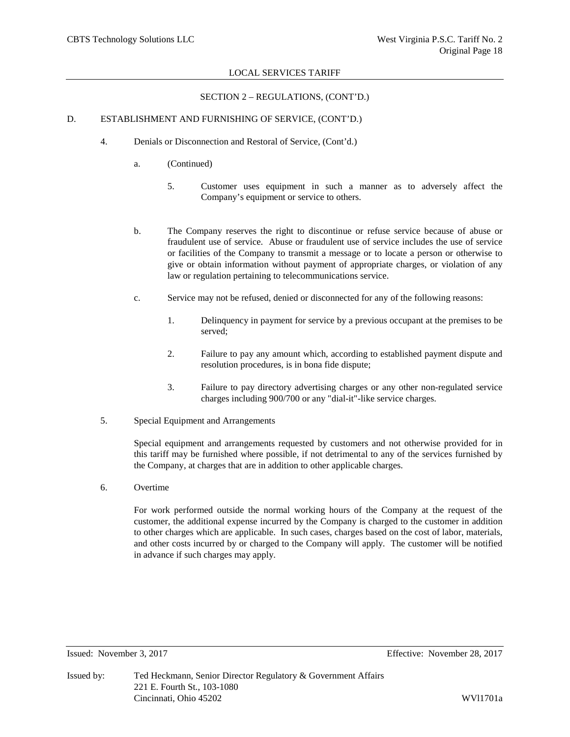SECTION 2 – REGULATIONS, (CONT'D.)

D. ESTABLISHMENT AND FURNISHING OF SERVICE, (CONT'D.)

4. Denials or Disconnection and Restoral of Service, (Cont'd.)

a. (Continued)

5. Customer uses equipment in such a manner as to adversely affect the Company's equipment or service to others.

b. The Company reserves the right to discontinue or refuse service because of abuse or fraudulent use of service. Abuse or fraudulent use of service includes the use of service or facilities of the Company to transmit a message or to locate a person or otherwise to give or obtain information without payment of appropriate charges, or violation of any law or regulation pertaining to telecommunications service.

c. Service may not be refused, denied or disconnected for any of the following reasons:

1. Delinquency in payment for service by a previous occupant at the premises to be served;

2. Failure to pay any amount which, according to established payment dispute and resolution procedures, is in bona fide dispute;

3. Failure to pay directory advertising charges or any other non-regulated service charges including 900/700 or any "dial-it"-like service charges.

5. Special Equipment and Arrangements

Special equipment and arrangements requested by customers and not otherwise provided for in this tariff may be furnished where possible, if not detrimental to any of the services furnished by the Company, at charges that are in addition to other applicable charges.

6. Overtime

For work performed outside the normal working hours of the Company at the request of the customer, the additional expense incurred by the Company is charged to the customer in addition to other charges which are applicable. In such cases, charges based on the cost of labor, materials, and other costs incurred by or charged to the Company will apply. The customer will be notified in advance if such charges may apply.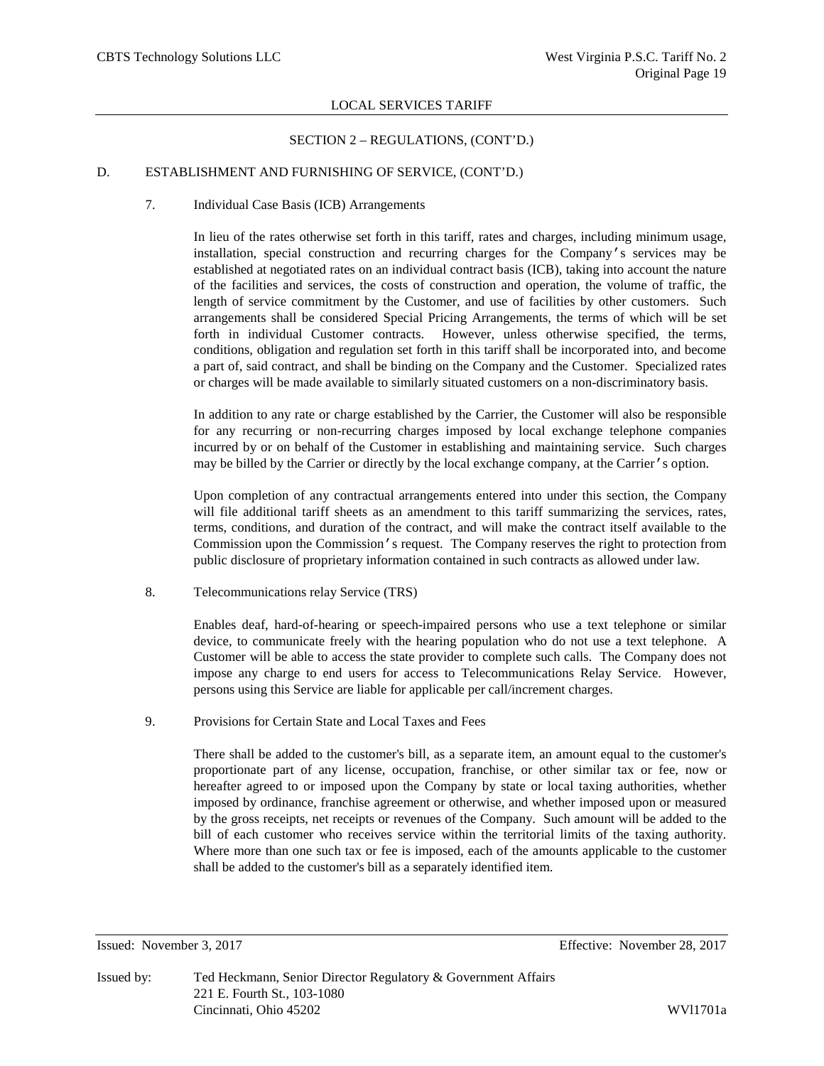LOCAL SERVICES TARIFF

SECTION 2 – REGULATIONS, (CONT'D.)

D. ESTABLISHMENT AND FURNISHING OF SERVICE, (CONT'D.)

7. Individual Case Basis (ICB) Arrangements

In lieu of the rates otherwise set forth in this tariff, rates and charges, including minimum usage, installation, special construction and recurring charges for the Company's services may be established at negotiated rates on an individual contract basis (ICB), taking into account the nature of the facilities and services, the costs of construction and operation, the volume of traffic, the length of service commitment by the Customer, and use of facilities by other customers. Such arrangements shall be considered Special Pricing Arrangements, the terms of which will be set forth in individual Customer contracts. However, unless otherwise specified, the terms, conditions, obligation and regulation set forth in this tariff shall be incorporated into, and become a part of, said contract, and shall be binding on the Company and the Customer. Specialized rates or charges will be made available to similarly situated customers on a non-discriminatory basis.

In addition to any rate or charge established by the Carrier, the Customer will also be responsible for any recurring or non-recurring charges imposed by local exchange telephone companies incurred by or on behalf of the Customer in establishing and maintaining service. Such charges may be billed by the Carrier or directly by the local exchange company, at the Carrier's option.

Upon completion of any contractual arrangements entered into under this section, the Company will file additional tariff sheets as an amendment to this tariff summarizing the services, rates, terms, conditions, and duration of the contract, and will make the contract itself available to the Commission upon the Commission's request. The Company reserves the right to protection from public disclosure of proprietary information contained in such contracts as allowed under law.

8. Telecommunications relay Service (TRS)

Enables deaf, hard-of-hearing or speech-impaired persons who use a text telephone or similar device, to communicate freely with the hearing population who do not use a text telephone. A Customer will be able to access the state provider to complete such calls. The Company does not impose any charge to end users for access to Telecommunications Relay Service. However, persons using this Service are liable for applicable per call/increment charges.

9. Provisions for Certain State and Local Taxes and Fees

There shall be added to the customer's bill, as a separate item, an amount equal to the customer's proportionate part of any license, occupation, franchise, or other similar tax or fee, now or hereafter agreed to or imposed upon the Company by state or local taxing authorities, whether imposed by ordinance, franchise agreement or otherwise, and whether imposed upon or measured by the gross receipts, net receipts or revenues of the Company. Such amount will be added to the bill of each customer who receives service within the territorial limits of the taxing authority. Where more than one such tax or fee is imposed, each of the amounts applicable to the customer shall be added to the customer's bill as a separately identified item.

Issued: November 3, 2017 Effective: November 28, 2017

Issued by: Ted Heckmann, Senior Director Regulatory & Government Affairs
221 E. Fourth St., 103-1080
Cincinnati, Ohio 45202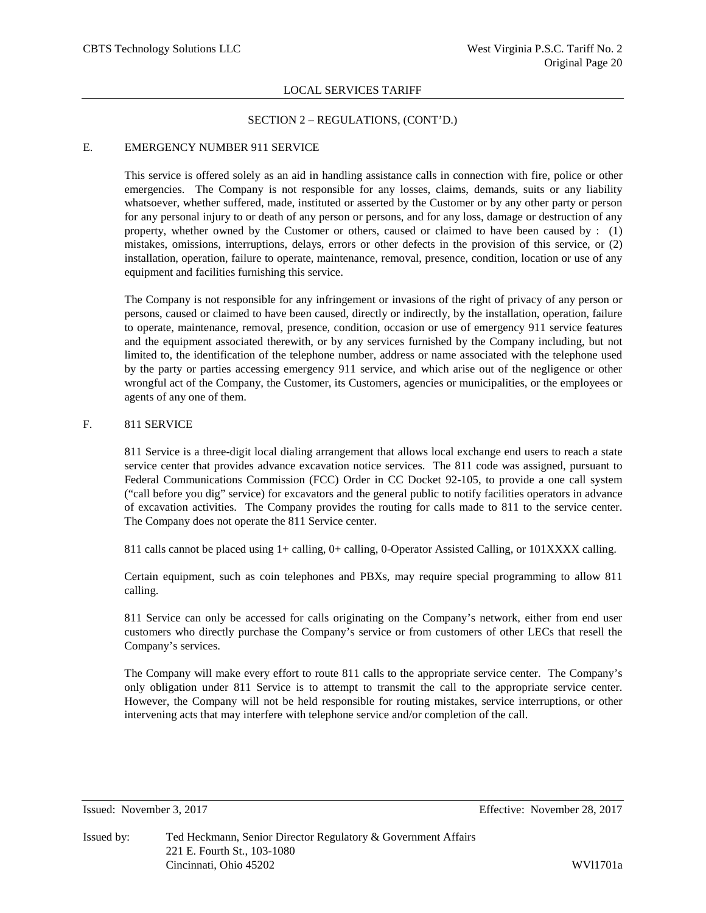SECTION 2 – REGULATIONS, (CONT'D.)

E. EMERGENCY NUMBER 911 SERVICE

This service is offered solely as an aid in handling assistance calls in connection with fire, police or other emergencies. The Company is not responsible for any losses, claims, demands, suits or any liability whatsoever, whether suffered, made, instituted or asserted by the Customer or by any other party or person for any personal injury to or death of any person or persons, and for any loss, damage or destruction of any property, whether owned by the Customer or others, caused or claimed to have been caused by : (1) mistakes, omissions, interruptions, delays, errors or other defects in the provision of this service, or (2) installation, operation, failure to operate, maintenance, removal, presence, condition, location or use of any equipment and facilities furnishing this service.

The Company is not responsible for any infringement or invasions of the right of privacy of any person or persons, caused or claimed to have been caused, directly or indirectly, by the installation, operation, failure to operate, maintenance, removal, presence, condition, occasion or use of emergency 911 service features and the equipment associated therewith, or by any services furnished by the Company including, but not limited to, the identification of the telephone number, address or name associated with the telephone used by the party or parties accessing emergency 911 service, and which arise out of the negligence or other wrongful act of the Company, the Customer, its Customers, agencies or municipalities, or the employees or agents of any one of them.

F. 811 SERVICE

811 Service is a three-digit local dialing arrangement that allows local exchange end users to reach a state service center that provides advance excavation notice services. The 811 code was assigned, pursuant to Federal Communications Commission (FCC) Order in CC Docket 92-105, to provide a one call system ("call before you dig" service) for excavators and the general public to notify facilities operators in advance of excavation activities. The Company provides the routing for calls made to 811 to the service center. The Company does not operate the 811 Service center.

811 calls cannot be placed using 1+ calling, 0+ calling, 0-Operator Assisted Calling, or 101XXXX calling.

Certain equipment, such as coin telephones and PBXs, may require special programming to allow 811 calling.

811 Service can only be accessed for calls originating on the Company's network, either from end user customers who directly purchase the Company's service or from customers of other LECs that resell the Company's services.

The Company will make every effort to route 811 calls to the appropriate service center. The Company's only obligation under 811 Service is to attempt to transmit the call to the appropriate service center. However, the Company will not be held responsible for routing mistakes, service interruptions, or other intervening acts that may interfere with telephone service and/or completion of the call.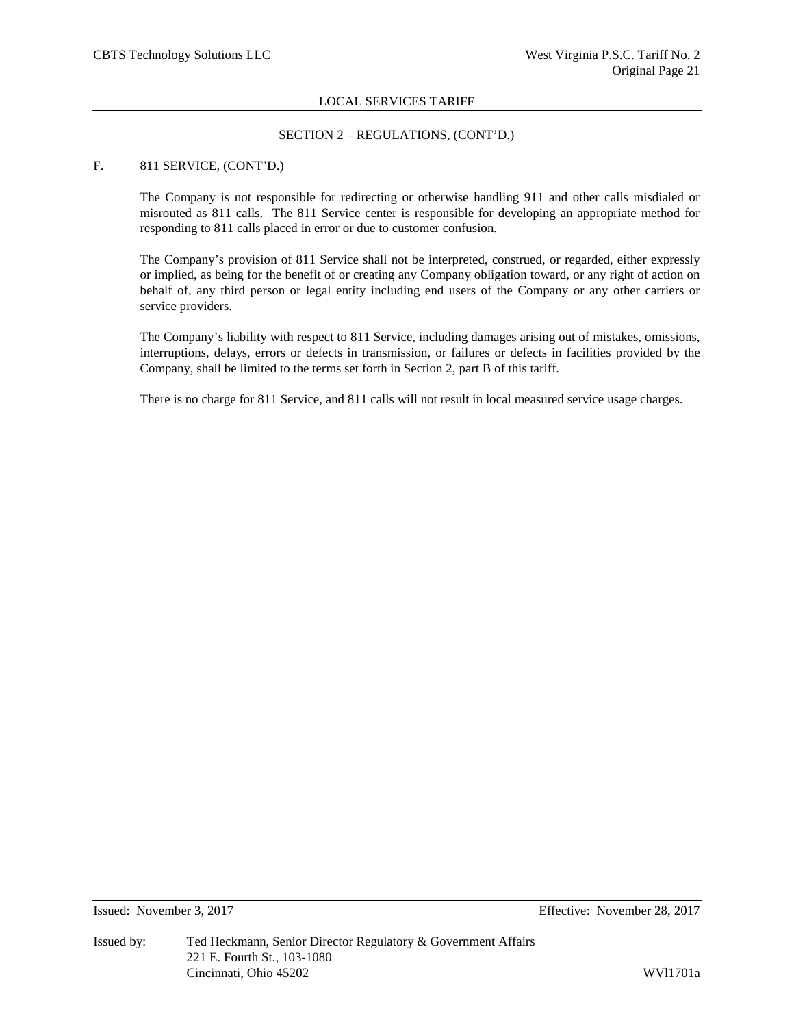## SECTION 2 – REGULATIONS, (CONT'D.)

F. 811 SERVICE, (CONT'D.)

The Company is not responsible for redirecting or otherwise handling 911 and other calls misdialed or misrouted as 811 calls. The 811 Service center is responsible for developing an appropriate method for responding to 811 calls placed in error or due to customer confusion.

The Company's provision of 811 Service shall not be interpreted, construed, or regarded, either expressly or implied, as being for the benefit of or creating any Company obligation toward, or any right of action on behalf of, any third person or legal entity including end users of the Company or any other carriers or service providers.

The Company's liability with respect to 811 Service, including damages arising out of mistakes, omissions, interruptions, delays, errors or defects in transmission, or failures or defects in facilities provided by the Company, shall be limited to the terms set forth in Section 2, part B of this tariff.

There is no charge for 811 Service, and 811 calls will not result in local measured service usage charges.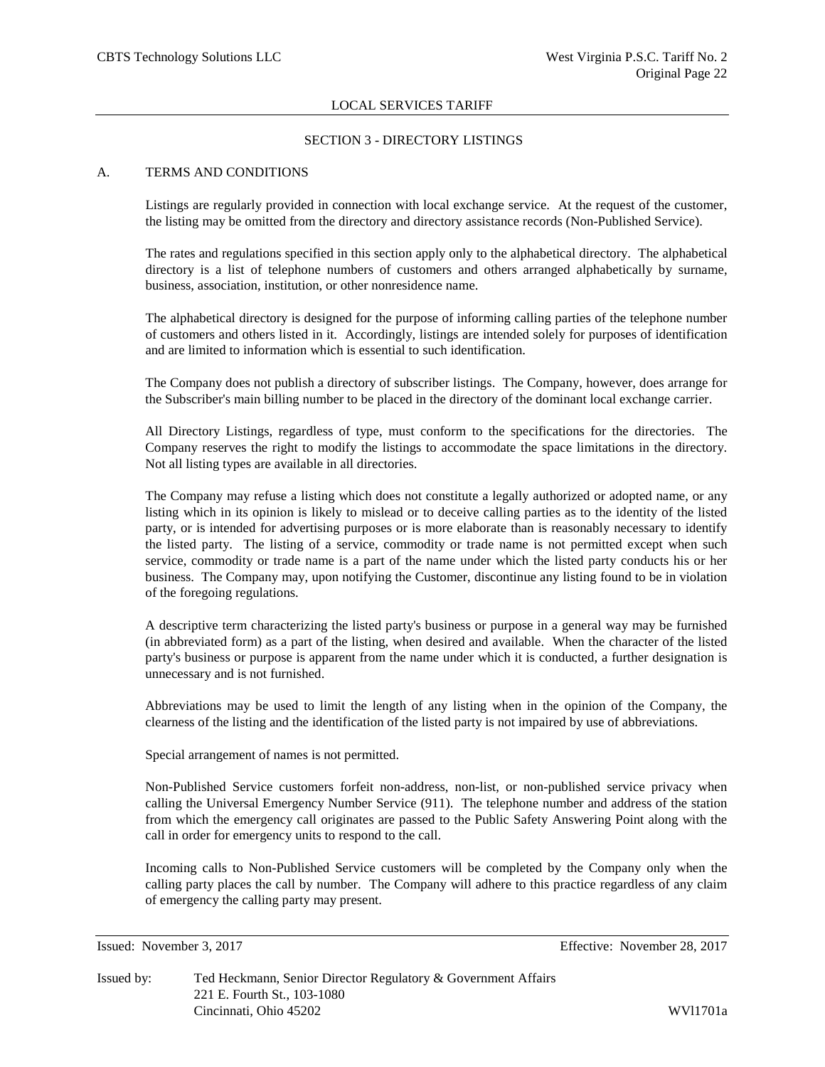LOCAL SERVICES TARIFF

## SECTION 3 - DIRECTORY LISTINGS

### A. TERMS AND CONDITIONS

Listings are regularly provided in connection with local exchange service. At the request of the customer, the listing may be omitted from the directory and directory assistance records (Non-Published Service).

The rates and regulations specified in this section apply only to the alphabetical directory. The alphabetical directory is a list of telephone numbers of customers and others arranged alphabetically by surname, business, association, institution, or other nonresidence name.

The alphabetical directory is designed for the purpose of informing calling parties of the telephone number of customers and others listed in it. Accordingly, listings are intended solely for purposes of identification and are limited to information which is essential to such identification.

The Company does not publish a directory of subscriber listings. The Company, however, does arrange for the Subscriber's main billing number to be placed in the directory of the dominant local exchange carrier.

All Directory Listings, regardless of type, must conform to the specifications for the directories. The Company reserves the right to modify the listings to accommodate the space limitations in the directory. Not all listing types are available in all directories.

The Company may refuse a listing which does not constitute a legally authorized or adopted name, or any listing which in its opinion is likely to mislead or to deceive calling parties as to the identity of the listed party, or is intended for advertising purposes or is more elaborate than is reasonably necessary to identify the listed party. The listing of a service, commodity or trade name is not permitted except when such service, commodity or trade name is a part of the name under which the listed party conducts his or her business. The Company may, upon notifying the Customer, discontinue any listing found to be in violation of the foregoing regulations.

A descriptive term characterizing the listed party's business or purpose in a general way may be furnished (in abbreviated form) as a part of the listing, when desired and available. When the character of the listed party's business or purpose is apparent from the name under which it is conducted, a further designation is unnecessary and is not furnished.

Abbreviations may be used to limit the length of any listing when in the opinion of the Company, the clearness of the listing and the identification of the listed party is not impaired by use of abbreviations.

Special arrangement of names is not permitted.

Non-Published Service customers forfeit non-address, non-list, or non-published service privacy when calling the Universal Emergency Number Service (911). The telephone number and address of the station from which the emergency call originates are passed to the Public Safety Answering Point along with the call in order for emergency units to respond to the call.

Incoming calls to Non-Published Service customers will be completed by the Company only when the calling party places the call by number. The Company will adhere to this practice regardless of any claim of emergency the calling party may present.

Issued: November 3, 2017 Effective: November 28, 2017

Issued by: Ted Heckmann, Senior Director Regulatory & Government Affairs
221 E. Fourth St., 103-1080
Cincinnati, Ohio 45202 WVl1701a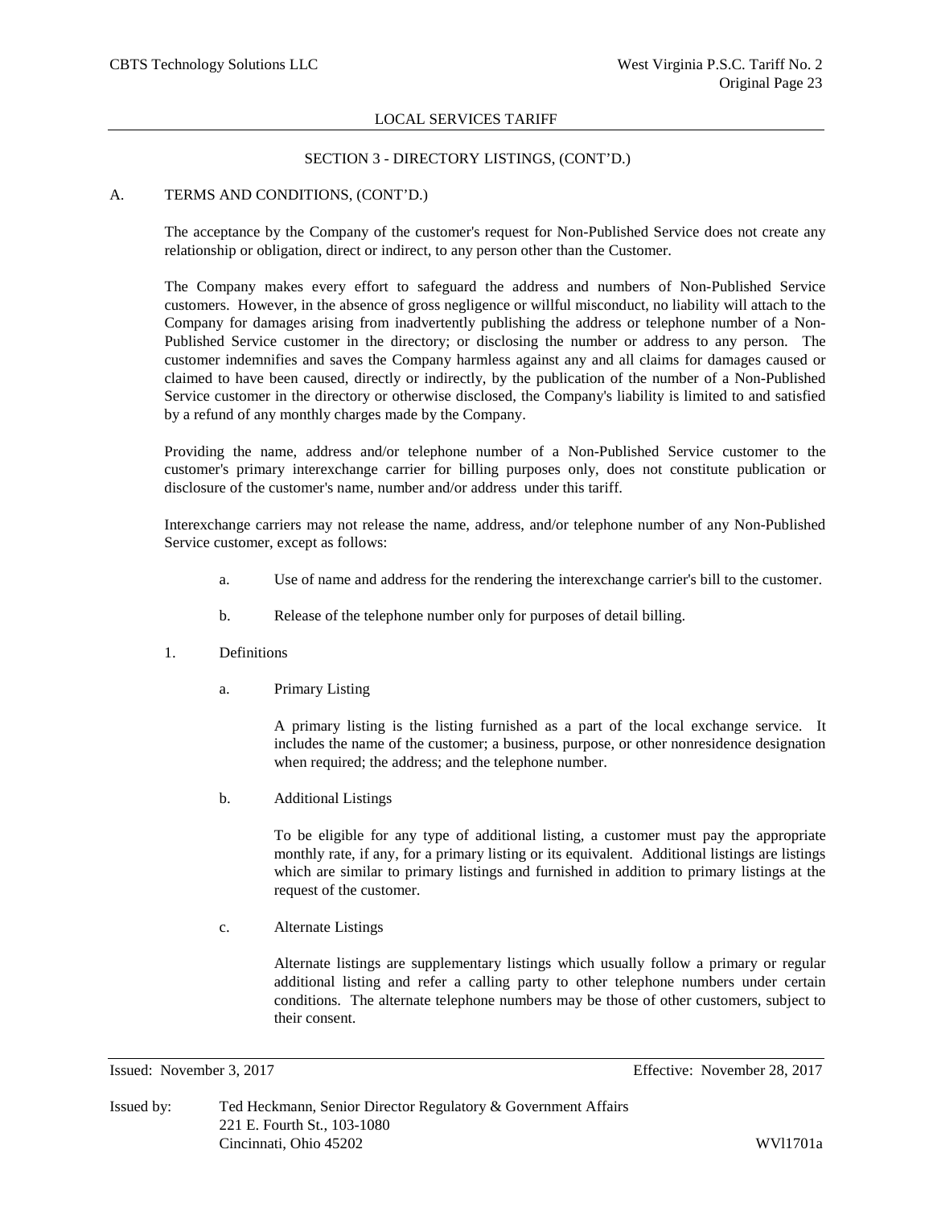## SECTION 3 - DIRECTORY LISTINGS, (CONT'D.)

A. TERMS AND CONDITIONS, (CONT'D.)

The acceptance by the Company of the customer's request for Non-Published Service does not create any relationship or obligation, direct or indirect, to any person other than the Customer.

The Company makes every effort to safeguard the address and numbers of Non-Published Service customers. However, in the absence of gross negligence or willful misconduct, no liability will attach to the Company for damages arising from inadvertently publishing the address or telephone number of a Non-Published Service customer in the directory; or disclosing the number or address to any person. The customer indemnifies and saves the Company harmless against any and all claims for damages caused or claimed to have been caused, directly or indirectly, by the publication of the number of a Non-Published Service customer in the directory or otherwise disclosed, the Company's liability is limited to and satisfied by a refund of any monthly charges made by the Company.

Providing the name, address and/or telephone number of a Non-Published Service customer to the customer's primary interexchange carrier for billing purposes only, does not constitute publication or disclosure of the customer's name, number and/or address under this tariff.

Interexchange carriers may not release the name, address, and/or telephone number of any Non-Published Service customer, except as follows:

a. Use of name and address for the rendering the interexchange carrier's bill to the customer.

b. Release of the telephone number only for purposes of detail billing.

1. Definitions

a. Primary Listing

A primary listing is the listing furnished as a part of the local exchange service. It includes the name of the customer; a business, purpose, or other nonresidence designation when required; the address; and the telephone number.

b. Additional Listings

To be eligible for any type of additional listing, a customer must pay the appropriate monthly rate, if any, for a primary listing or its equivalent. Additional listings are listings which are similar to primary listings and furnished in addition to primary listings at the request of the customer.

c. Alternate Listings

Alternate listings are supplementary listings which usually follow a primary or regular additional listing and refer a calling party to other telephone numbers under certain conditions. The alternate telephone numbers may be those of other customers, subject to their consent.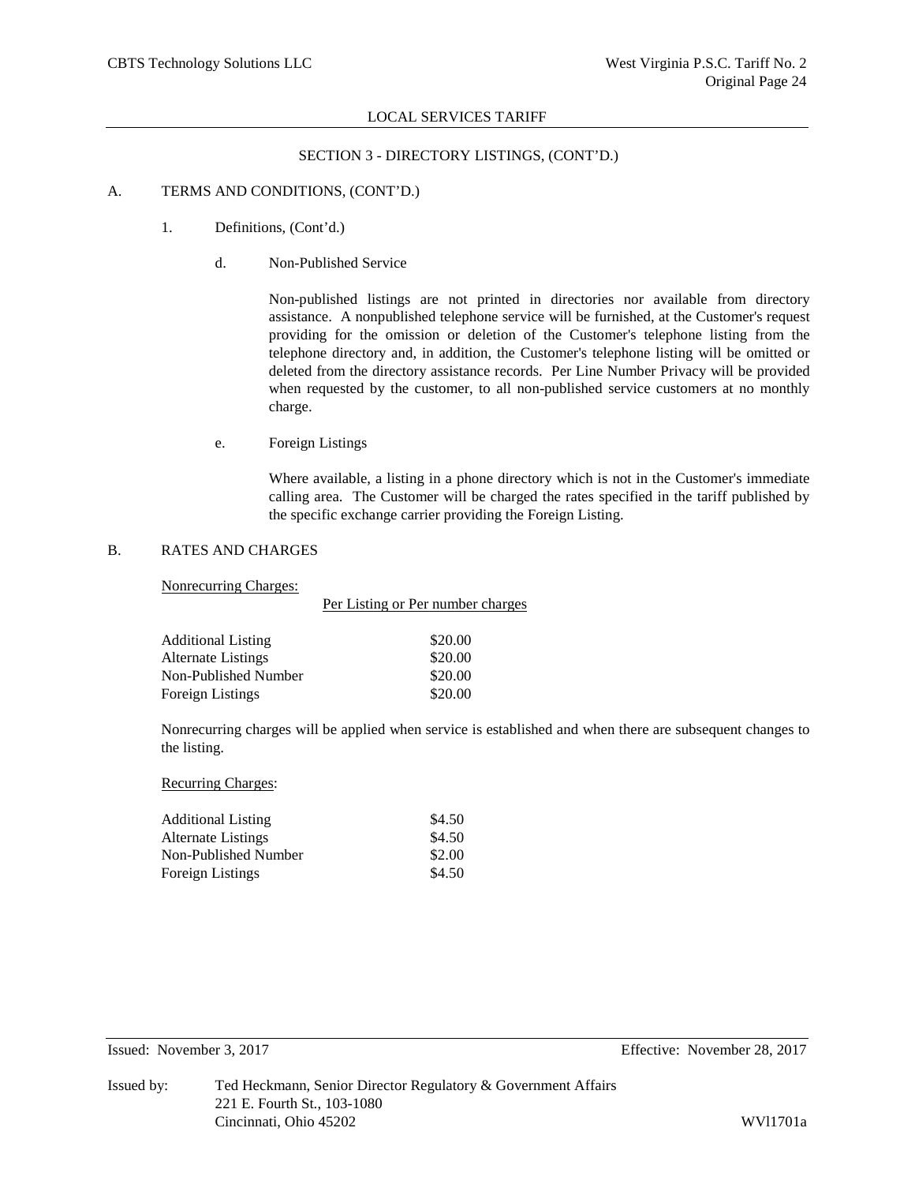LOCAL SERVICES TARIFF

SECTION 3 - DIRECTORY LISTINGS, (CONT'D.)

A. TERMS AND CONDITIONS, (CONT'D.)

1. Definitions, (Cont'd.)

d. Non-Published Service

Non-published listings are not printed in directories nor available from directory assistance. A nonpublished telephone service will be furnished, at the Customer's request providing for the omission or deletion of the Customer's telephone listing from the telephone directory and, in addition, the Customer's telephone listing will be omitted or deleted from the directory assistance records. Per Line Number Privacy will be provided when requested by the customer, to all non-published service customers at no monthly charge.

e. Foreign Listings

Where available, a listing in a phone directory which is not in the Customer's immediate calling area. The Customer will be charged the rates specified in the tariff published by the specific exchange carrier providing the Foreign Listing.

B. RATES AND CHARGES

Nonrecurring Charges:

| | Per Listing or Per number charges |
|---|---|
| Additional Listing | $20.00 |
| Alternate Listings | $20.00 |
| Non-Published Number | $20.00 |
| Foreign Listings | $20.00 |

Nonrecurring charges will be applied when service is established and when there are subsequent changes to the listing.

Recurring Charges:

| | |
|---|---|
| Additional Listing | $4.50 |
| Alternate Listings | $4.50 |
| Non-Published Number | $2.00 |
| Foreign Listings | $4.50 |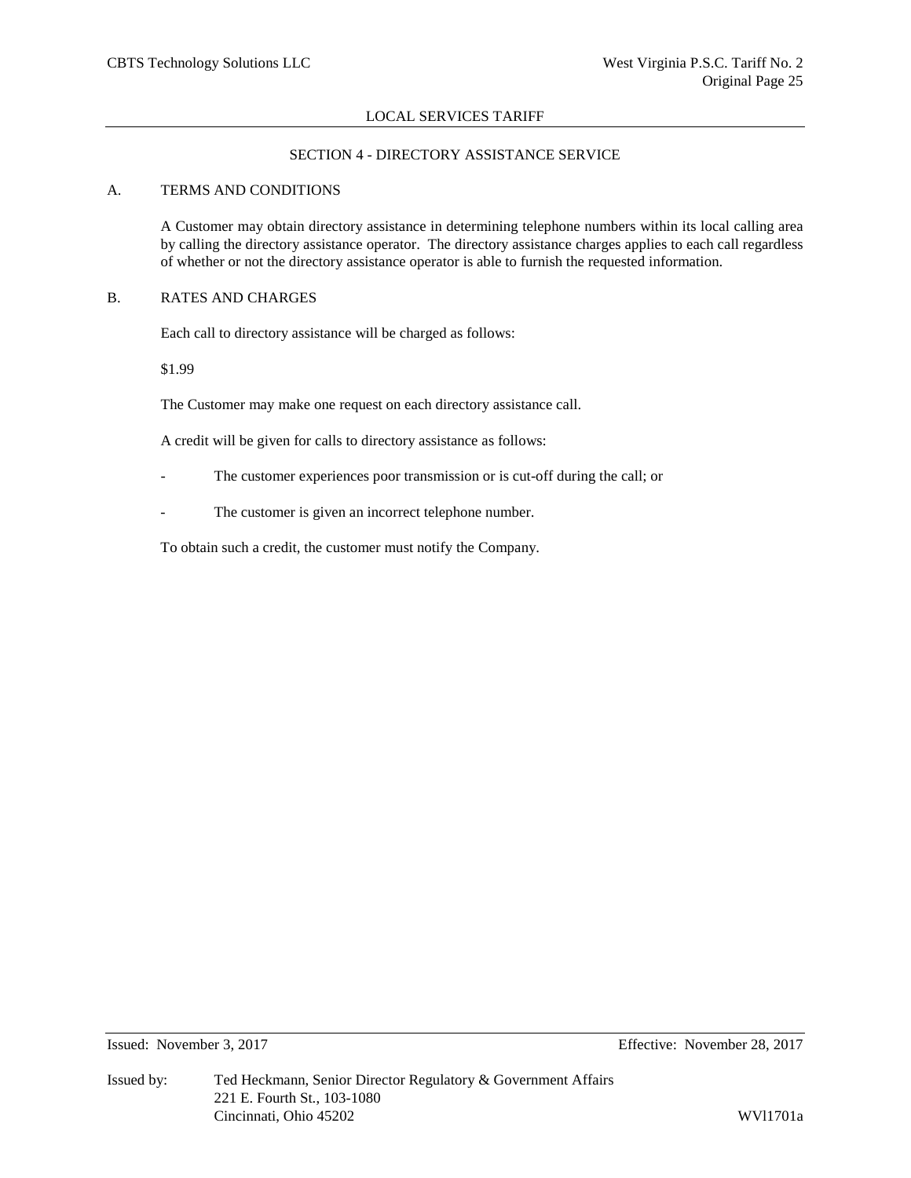## SECTION 4 - DIRECTORY ASSISTANCE SERVICE

### A. TERMS AND CONDITIONS

A Customer may obtain directory assistance in determining telephone numbers within its local calling area by calling the directory assistance operator. The directory assistance charges applies to each call regardless of whether or not the directory assistance operator is able to furnish the requested information.

### B. RATES AND CHARGES

Each call to directory assistance will be charged as follows:

$1.99

The Customer may make one request on each directory assistance call.

A credit will be given for calls to directory assistance as follows:

- The customer experiences poor transmission or is cut-off during the call; or
- The customer is given an incorrect telephone number.

To obtain such a credit, the customer must notify the Company.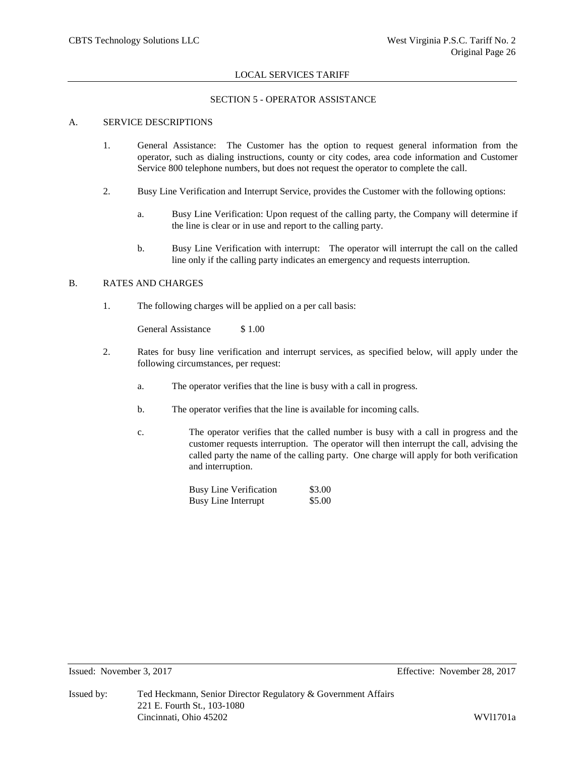LOCAL SERVICES TARIFF

## SECTION 5 - OPERATOR ASSISTANCE

### A. SERVICE DESCRIPTIONS

1. General Assistance: The Customer has the option to request general information from the operator, such as dialing instructions, county or city codes, area code information and Customer Service 800 telephone numbers, but does not request the operator to complete the call.

2. Busy Line Verification and Interrupt Service, provides the Customer with the following options:

   a. Busy Line Verification: Upon request of the calling party, the Company will determine if the line is clear or in use and report to the calling party.

   b. Busy Line Verification with interrupt: The operator will interrupt the call on the called line only if the calling party indicates an emergency and requests interruption.

### B. RATES AND CHARGES

1. The following charges will be applied on a per call basis:

   | | |
   |---|---|
   | General Assistance | $ 1.00 |

2. Rates for busy line verification and interrupt services, as specified below, will apply under the following circumstances, per request:

   a. The operator verifies that the line is busy with a call in progress.

   b. The operator verifies that the line is available for incoming calls.

   c. The operator verifies that the called number is busy with a call in progress and the customer requests interruption. The operator will then interrupt the call, advising the called party the name of the calling party. One charge will apply for both verification and interruption.

   | | |
   |---|---|
   | Busy Line Verification | $3.00 |
   | Busy Line Interrupt | $5.00 |

Issued: November 3, 2017 Effective: November 28, 2017

Issued by: Ted Heckmann, Senior Director Regulatory & Government Affairs
221 E. Fourth St., 103-1080
Cincinnati, Ohio 45202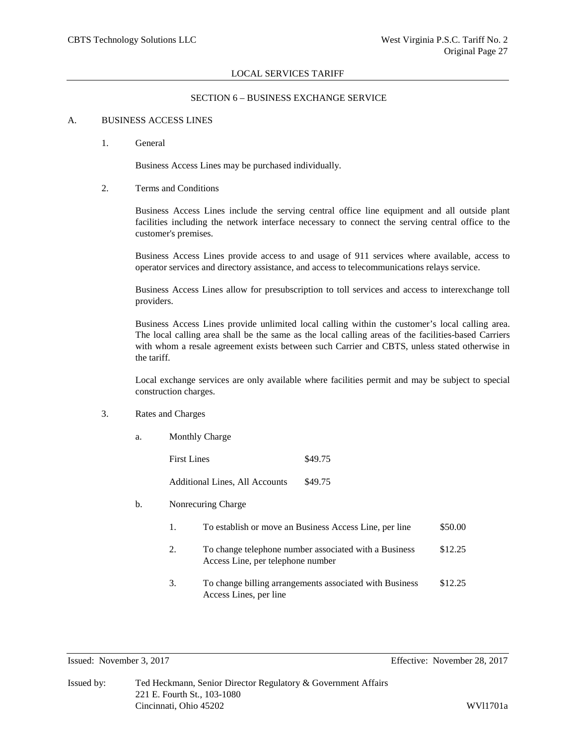LOCAL SERVICES TARIFF

## SECTION 6 – BUSINESS EXCHANGE SERVICE

### A. BUSINESS ACCESS LINES

#### 1. General

Business Access Lines may be purchased individually.

#### 2. Terms and Conditions

Business Access Lines include the serving central office line equipment and all outside plant facilities including the network interface necessary to connect the serving central office to the customer's premises.

Business Access Lines provide access to and usage of 911 services where available, access to operator services and directory assistance, and access to telecommunications relays service.

Business Access Lines allow for presubscription to toll services and access to interexchange toll providers.

Business Access Lines provide unlimited local calling within the customer's local calling area. The local calling area shall be the same as the local calling areas of the facilities-based Carriers with whom a resale agreement exists between such Carrier and CBTS, unless stated otherwise in the tariff.

Local exchange services are only available where facilities permit and may be subject to special construction charges.

#### 3. Rates and Charges

a. Monthly Charge

| | |
|---|---|
| First Lines | $49.75 |
| Additional Lines, All Accounts | $49.75 |

b. Nonrecuring Charge

| | | |
|---|---|---|
| 1. | To establish or move an Business Access Line, per line | $50.00 |
| 2. | To change telephone number associated with a Business Access Line, per telephone number | $12.25 |
| 3. | To change billing arrangements associated with Business Access Lines, per line | $12.25 |

Issued: November 3, 2017 Effective: November 28, 2017

Issued by: Ted Heckmann, Senior Director Regulatory & Government Affairs
221 E. Fourth St., 103-1080
Cincinnati, Ohio 45202

WVl1701a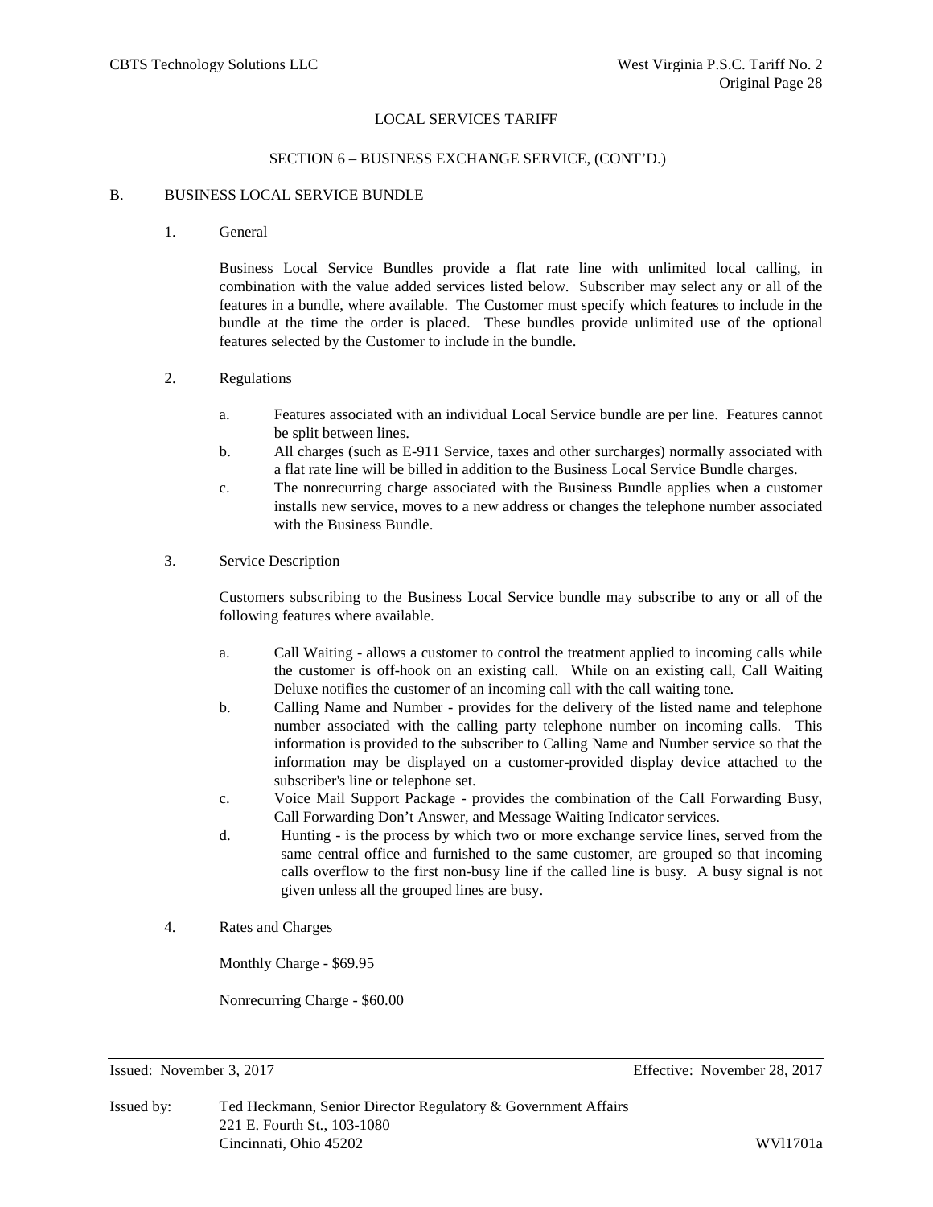LOCAL SERVICES TARIFF

SECTION 6 – BUSINESS EXCHANGE SERVICE, (CONT'D.)

B. BUSINESS LOCAL SERVICE BUNDLE

1. General

   Business Local Service Bundles provide a flat rate line with unlimited local calling, in combination with the value added services listed below. Subscriber may select any or all of the features in a bundle, where available. The Customer must specify which features to include in the bundle at the time the order is placed. These bundles provide unlimited use of the optional features selected by the Customer to include in the bundle.

2. Regulations

   a. Features associated with an individual Local Service bundle are per line. Features cannot be split between lines.
   b. All charges (such as E-911 Service, taxes and other surcharges) normally associated with a flat rate line will be billed in addition to the Business Local Service Bundle charges.
   c. The nonrecurring charge associated with the Business Bundle applies when a customer installs new service, moves to a new address or changes the telephone number associated with the Business Bundle.

3. Service Description

   Customers subscribing to the Business Local Service bundle may subscribe to any or all of the following features where available.

   a. Call Waiting - allows a customer to control the treatment applied to incoming calls while the customer is off-hook on an existing call. While on an existing call, Call Waiting Deluxe notifies the customer of an incoming call with the call waiting tone.
   b. Calling Name and Number - provides for the delivery of the listed name and telephone number associated with the calling party telephone number on incoming calls. This information is provided to the subscriber to Calling Name and Number service so that the information may be displayed on a customer-provided display device attached to the subscriber's line or telephone set.
   c. Voice Mail Support Package - provides the combination of the Call Forwarding Busy, Call Forwarding Don't Answer, and Message Waiting Indicator services.
   d. Hunting - is the process by which two or more exchange service lines, served from the same central office and furnished to the same customer, are grouped so that incoming calls overflow to the first non-busy line if the called line is busy. A busy signal is not given unless all the grouped lines are busy.

4. Rates and Charges

   Monthly Charge - $69.95

   Nonrecurring Charge - $60.00

Issued: November 3, 2017 Effective: November 28, 2017

Issued by: Ted Heckmann, Senior Director Regulatory & Government Affairs
221 E. Fourth St., 103-1080
Cincinnati, Ohio 45202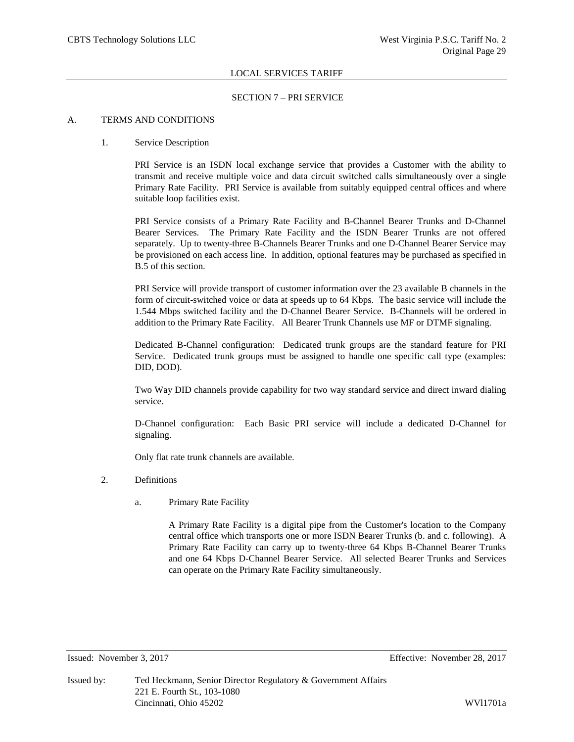LOCAL SERVICES TARIFF

SECTION 7 – PRI SERVICE

A. TERMS AND CONDITIONS

1. Service Description

PRI Service is an ISDN local exchange service that provides a Customer with the ability to transmit and receive multiple voice and data circuit switched calls simultaneously over a single Primary Rate Facility. PRI Service is available from suitably equipped central offices and where suitable loop facilities exist.

PRI Service consists of a Primary Rate Facility and B-Channel Bearer Trunks and D-Channel Bearer Services. The Primary Rate Facility and the ISDN Bearer Trunks are not offered separately. Up to twenty-three B-Channels Bearer Trunks and one D-Channel Bearer Service may be provisioned on each access line. In addition, optional features may be purchased as specified in B.5 of this section.

PRI Service will provide transport of customer information over the 23 available B channels in the form of circuit-switched voice or data at speeds up to 64 Kbps. The basic service will include the 1.544 Mbps switched facility and the D-Channel Bearer Service. B-Channels will be ordered in addition to the Primary Rate Facility. All Bearer Trunk Channels use MF or DTMF signaling.

Dedicated B-Channel configuration: Dedicated trunk groups are the standard feature for PRI Service. Dedicated trunk groups must be assigned to handle one specific call type (examples: DID, DOD).

Two Way DID channels provide capability for two way standard service and direct inward dialing service.

D-Channel configuration: Each Basic PRI service will include a dedicated D-Channel for signaling.

Only flat rate trunk channels are available.

2. Definitions

a. Primary Rate Facility

A Primary Rate Facility is a digital pipe from the Customer's location to the Company central office which transports one or more ISDN Bearer Trunks (b. and c. following). A Primary Rate Facility can carry up to twenty-three 64 Kbps B-Channel Bearer Trunks and one 64 Kbps D-Channel Bearer Service. All selected Bearer Trunks and Services can operate on the Primary Rate Facility simultaneously.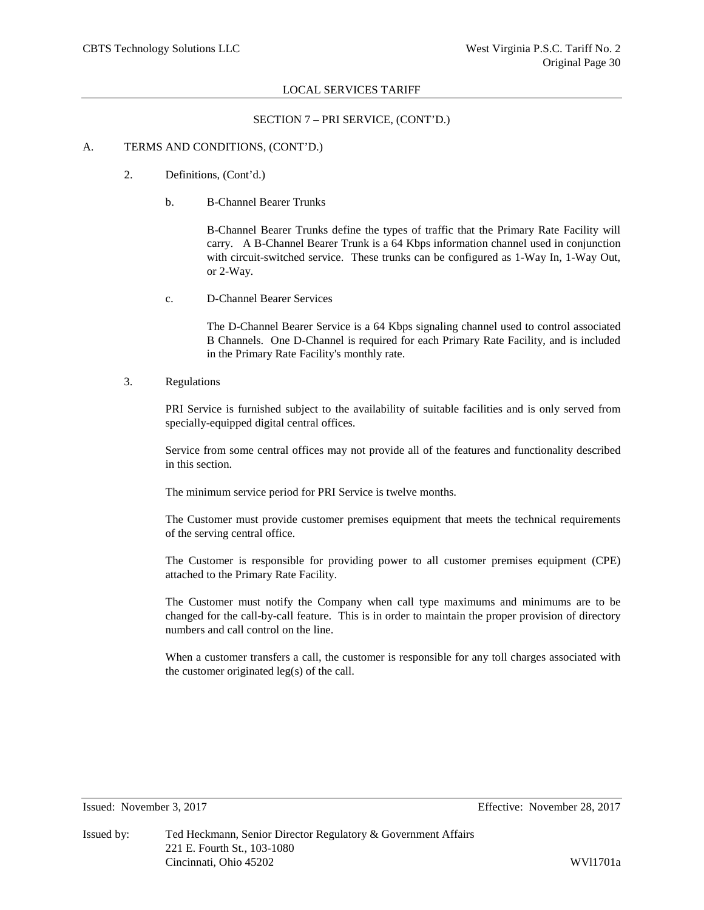LOCAL SERVICES TARIFF

SECTION 7 – PRI SERVICE, (CONT'D.)

A. TERMS AND CONDITIONS, (CONT'D.)

2. Definitions, (Cont'd.)

b. B-Channel Bearer Trunks

B-Channel Bearer Trunks define the types of traffic that the Primary Rate Facility will carry. A B-Channel Bearer Trunk is a 64 Kbps information channel used in conjunction with circuit-switched service. These trunks can be configured as 1-Way In, 1-Way Out, or 2-Way.

c. D-Channel Bearer Services

The D-Channel Bearer Service is a 64 Kbps signaling channel used to control associated B Channels. One D-Channel is required for each Primary Rate Facility, and is included in the Primary Rate Facility's monthly rate.

3. Regulations

PRI Service is furnished subject to the availability of suitable facilities and is only served from specially-equipped digital central offices.

Service from some central offices may not provide all of the features and functionality described in this section.

The minimum service period for PRI Service is twelve months.

The Customer must provide customer premises equipment that meets the technical requirements of the serving central office.

The Customer is responsible for providing power to all customer premises equipment (CPE) attached to the Primary Rate Facility.

The Customer must notify the Company when call type maximums and minimums are to be changed for the call-by-call feature. This is in order to maintain the proper provision of directory numbers and call control on the line.

When a customer transfers a call, the customer is responsible for any toll charges associated with the customer originated leg(s) of the call.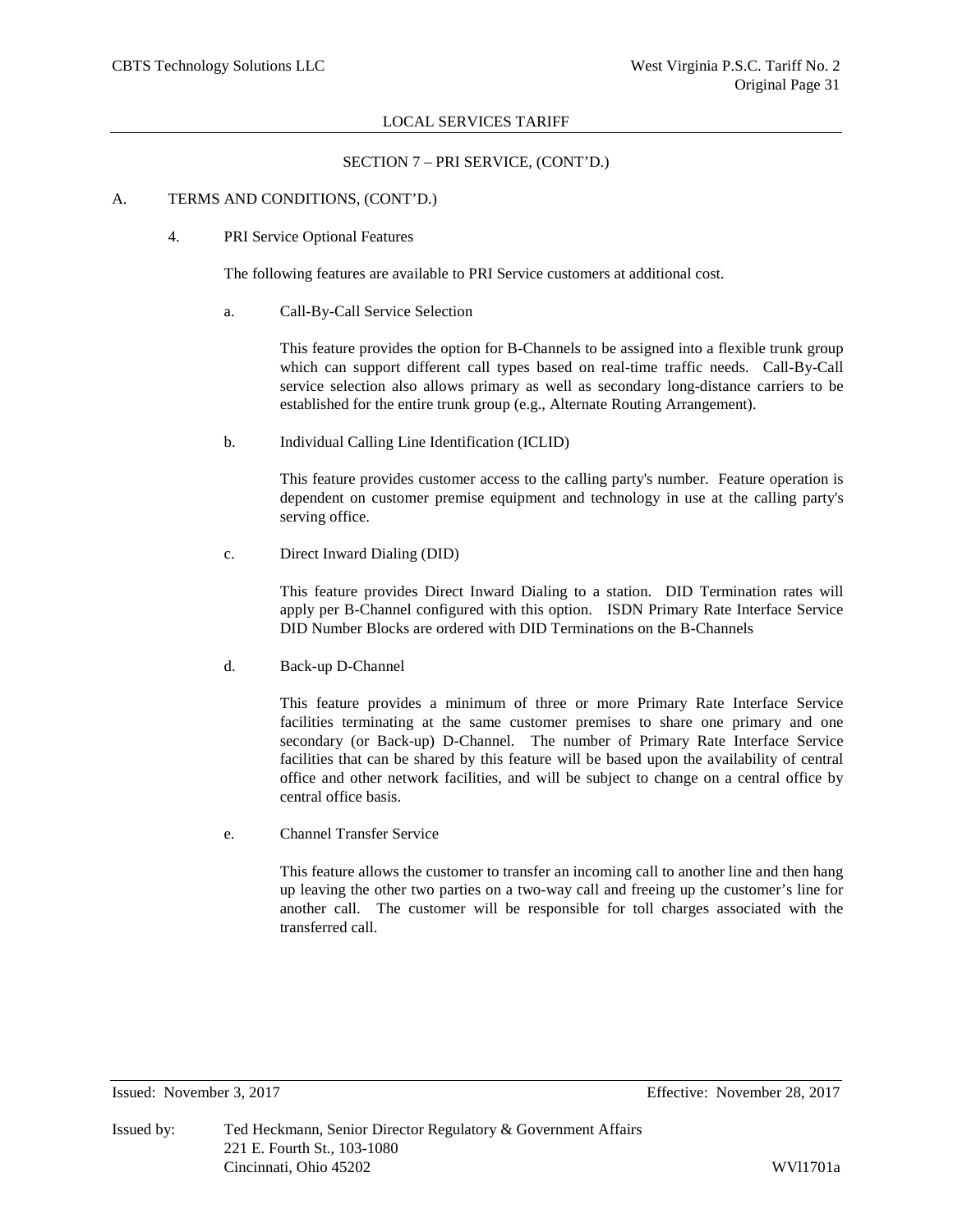LOCAL SERVICES TARIFF

SECTION 7 – PRI SERVICE, (CONT'D.)

A. TERMS AND CONDITIONS, (CONT'D.)

4. PRI Service Optional Features

The following features are available to PRI Service customers at additional cost.

a. Call-By-Call Service Selection

This feature provides the option for B-Channels to be assigned into a flexible trunk group which can support different call types based on real-time traffic needs. Call-By-Call service selection also allows primary as well as secondary long-distance carriers to be established for the entire trunk group (e.g., Alternate Routing Arrangement).

b. Individual Calling Line Identification (ICLID)

This feature provides customer access to the calling party's number. Feature operation is dependent on customer premise equipment and technology in use at the calling party's serving office.

c. Direct Inward Dialing (DID)

This feature provides Direct Inward Dialing to a station. DID Termination rates will apply per B-Channel configured with this option. ISDN Primary Rate Interface Service DID Number Blocks are ordered with DID Terminations on the B-Channels

d. Back-up D-Channel

This feature provides a minimum of three or more Primary Rate Interface Service facilities terminating at the same customer premises to share one primary and one secondary (or Back-up) D-Channel. The number of Primary Rate Interface Service facilities that can be shared by this feature will be based upon the availability of central office and other network facilities, and will be subject to change on a central office by central office basis.

e. Channel Transfer Service

This feature allows the customer to transfer an incoming call to another line and then hang up leaving the other two parties on a two-way call and freeing up the customer's line for another call. The customer will be responsible for toll charges associated with the transferred call.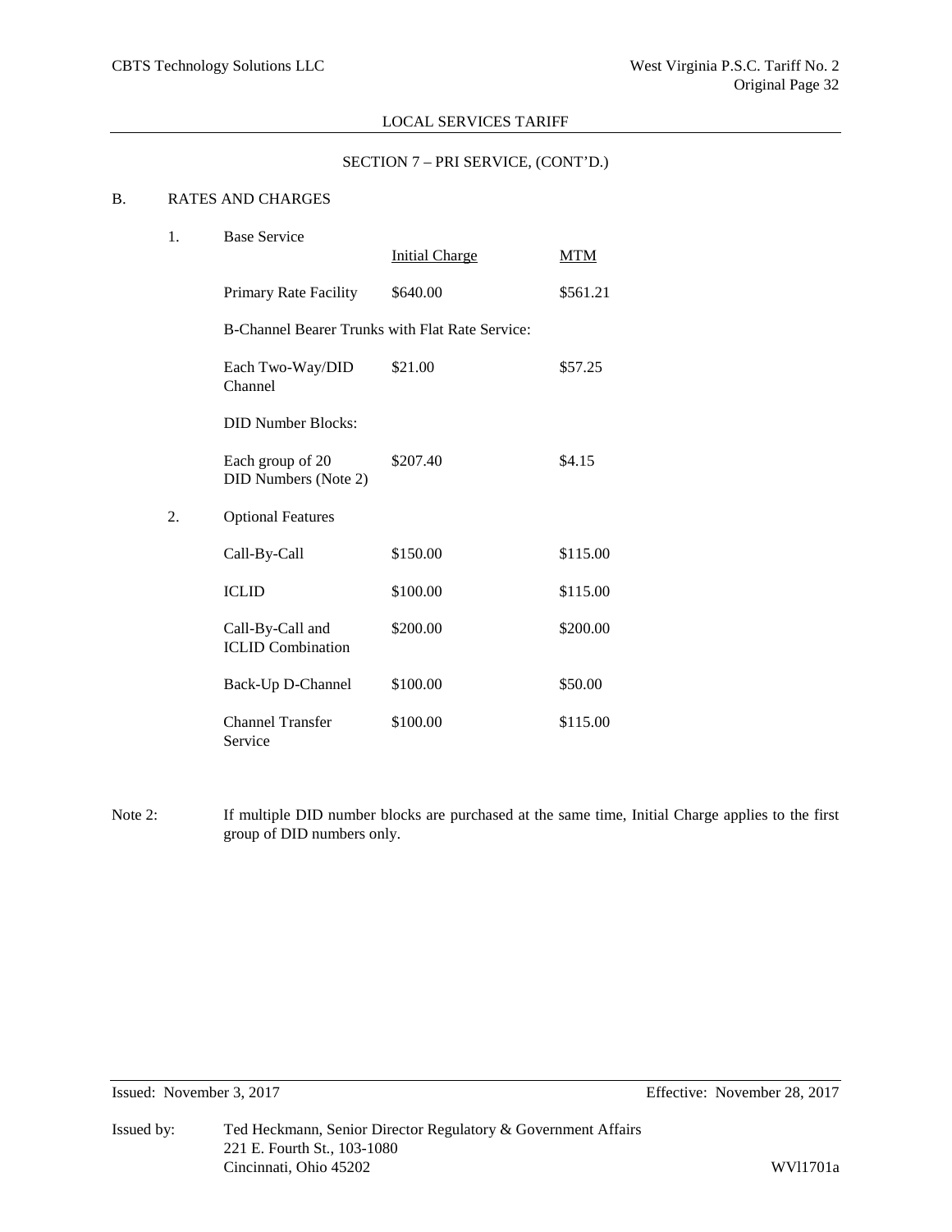LOCAL SERVICES TARIFF

SECTION 7 – PRI SERVICE, (CONT'D.)

B. RATES AND CHARGES

1. Base Service

| | Initial Charge | MTM |
|---|---|---|
| Primary Rate Facility | $640.00 | $561.21 |
| B-Channel Bearer Trunks with Flat Rate Service: | | |
| Each Two-Way/DID Channel | $21.00 | $57.25 |
| DID Number Blocks: | | |
| Each group of 20 DID Numbers (Note 2) | $207.40 | $4.15 |

2. Optional Features

| | Initial Charge | MTM |
|---|---|---|
| Call-By-Call | $150.00 | $115.00 |
| ICLID | $100.00 | $115.00 |
| Call-By-Call and ICLID Combination | $200.00 | $200.00 |
| Back-Up D-Channel | $100.00 | $50.00 |
| Channel Transfer Service | $100.00 | $115.00 |

Note 2: If multiple DID number blocks are purchased at the same time, Initial Charge applies to the first group of DID numbers only.

Issued: November 3, 2017 Effective: November 28, 2017

Issued by: Ted Heckmann, Senior Director Regulatory & Government Affairs
221 E. Fourth St., 103-1080
Cincinnati, Ohio 45202

WVl1701a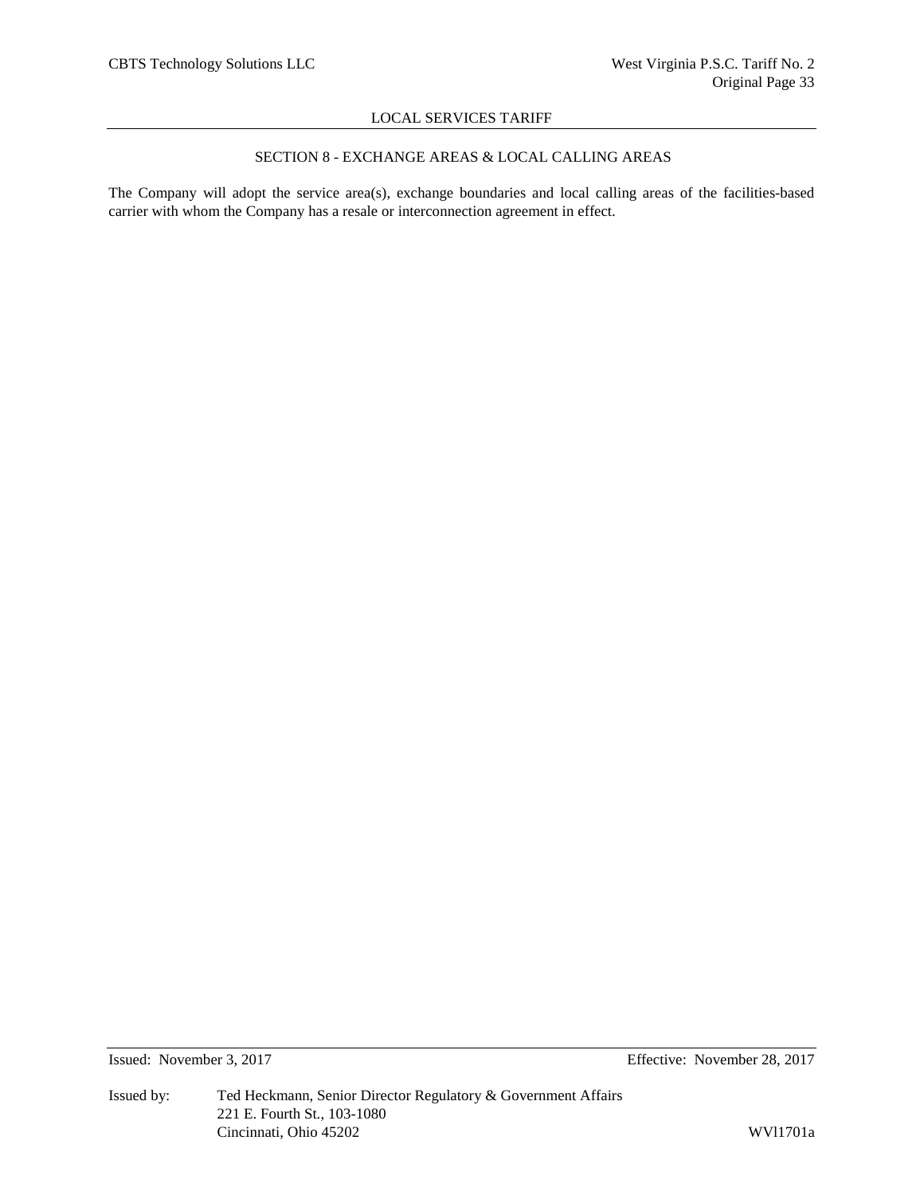## SECTION 8 - EXCHANGE AREAS & LOCAL CALLING AREAS

The Company will adopt the service area(s), exchange boundaries and local calling areas of the facilities-based carrier with whom the Company has a resale or interconnection agreement in effect.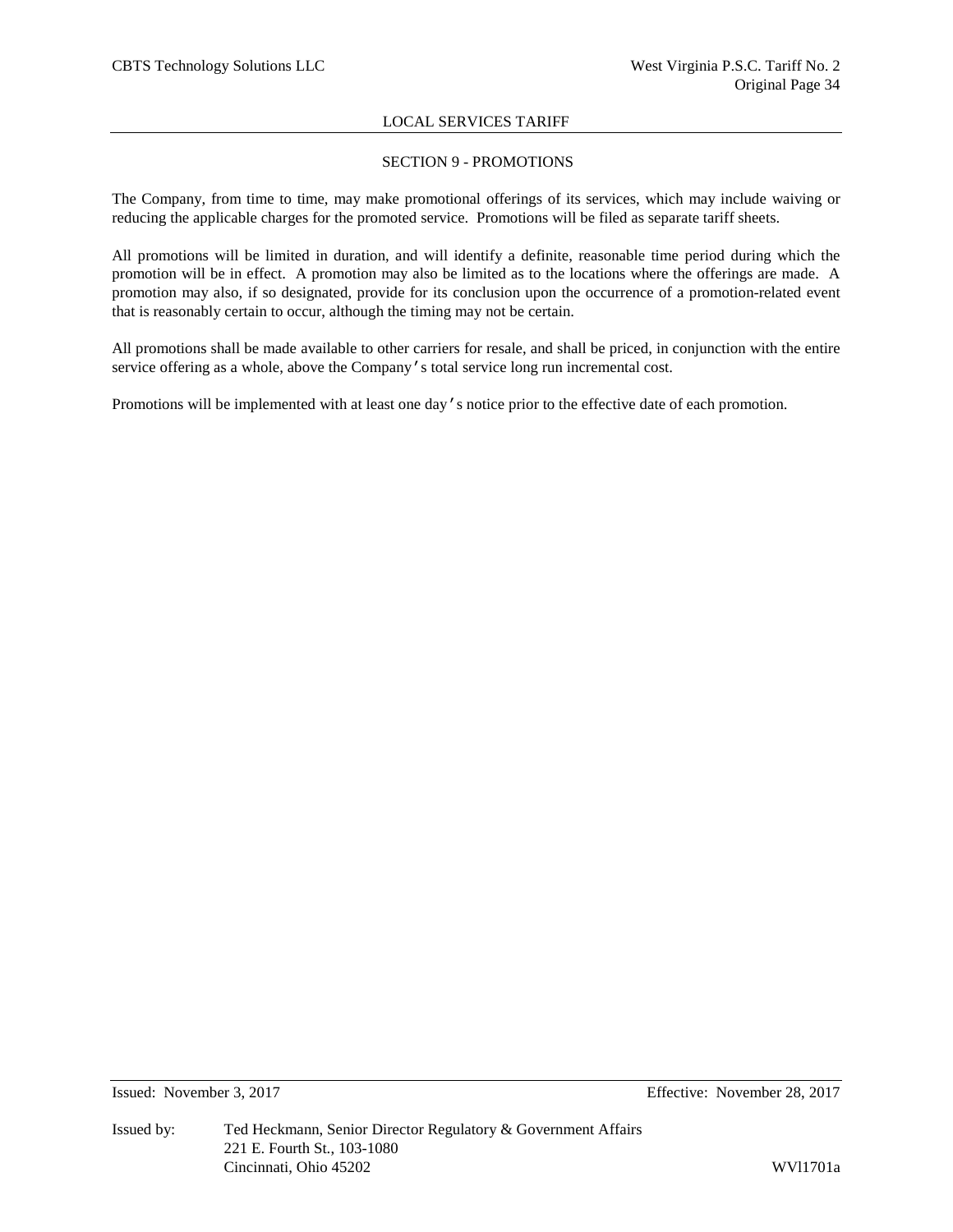# SECTION 9 - PROMOTIONS

The Company, from time to time, may make promotional offerings of its services, which may include waiving or reducing the applicable charges for the promoted service. Promotions will be filed as separate tariff sheets.

All promotions will be limited in duration, and will identify a definite, reasonable time period during which the promotion will be in effect. A promotion may also be limited as to the locations where the offerings are made. A promotion may also, if so designated, provide for its conclusion upon the occurrence of a promotion-related event that is reasonably certain to occur, although the timing may not be certain.

All promotions shall be made available to other carriers for resale, and shall be priced, in conjunction with the entire service offering as a whole, above the Company's total service long run incremental cost.

Promotions will be implemented with at least one day's notice prior to the effective date of each promotion.